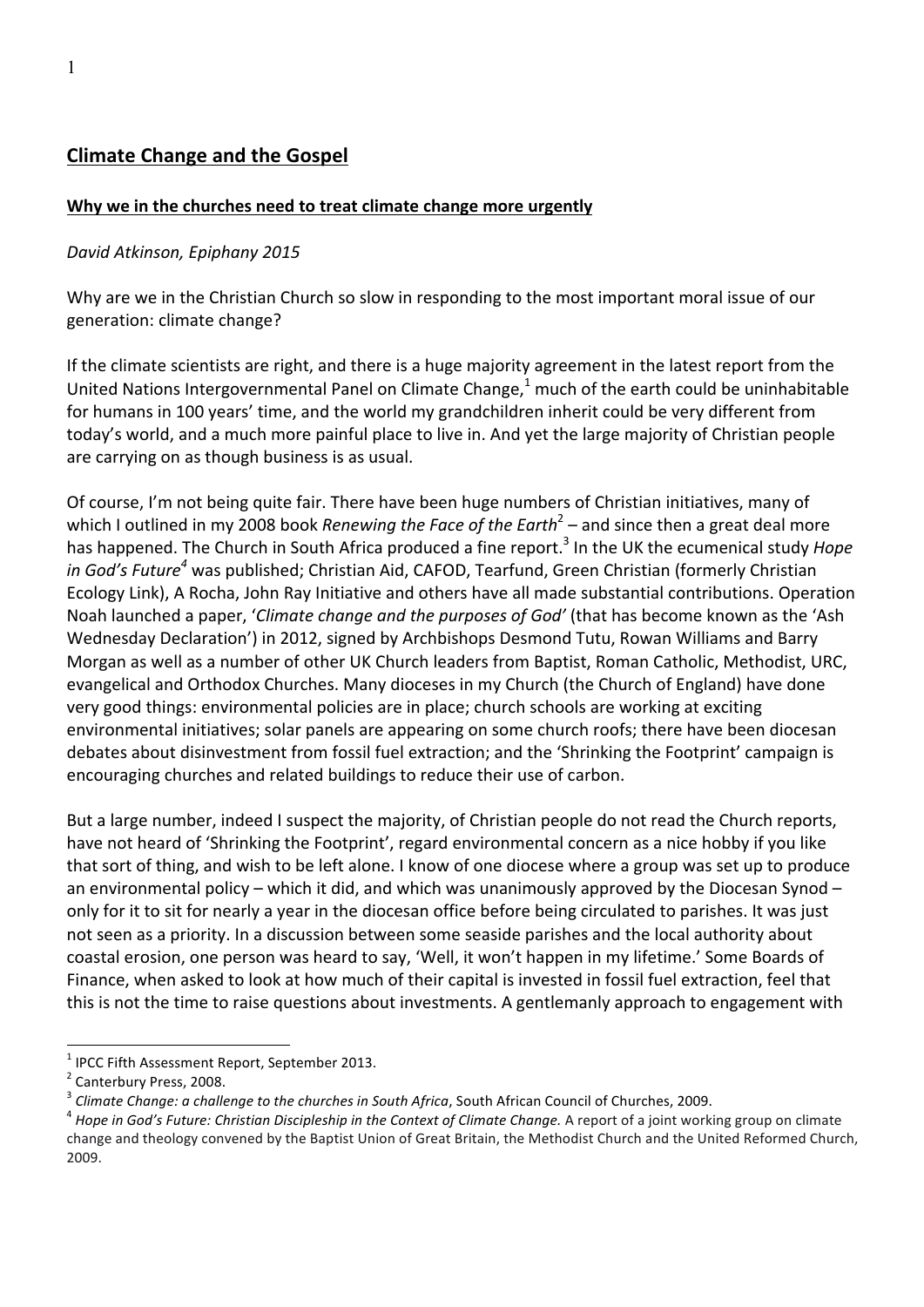## Climate Change and the Gospel

### Why we in the churches need to treat climate change more urgently

*David Atkinson, Epiphany 2015*

Why are we in the Christian Church so slow in responding to the most important moral issue of our generation: climate change?

If the climate scientists are right, and there is a huge majority agreement in the latest report from the United Nations Intergovernmental Panel on Climate Change,[1] much of the earth could be uninhabitable for humans in 100 years' time, and the world my grandchildren inherit could be very different from today's world, and a much more painful place to live in. And yet the large majority of Christian people are carrying on as though business is as usual.

Of course, I'm not being quite fair. There have been huge numbers of Christian initiatives, many of which I outlined in my 2008 book *Renewing the Face of the Earth*[2] – and since then a great deal more has happened. The Church in South Africa produced a fine report.[3] In the UK the ecumenical study *Hope in God's Future*[4] was published; Christian Aid, CAFOD, Tearfund, Green Christian (formerly Christian Ecology Link), A Rocha, John Ray Initiative and others have all made substantial contributions. Operation Noah launched a paper, '*Climate change and the purposes of God*' (that has become known as the 'Ash Wednesday Declaration') in 2012, signed by Archbishops Desmond Tutu, Rowan Williams and Barry Morgan as well as a number of other UK Church leaders from Baptist, Roman Catholic, Methodist, URC, evangelical and Orthodox Churches. Many dioceses in my Church (the Church of England) have done very good things: environmental policies are in place; church schools are working at exciting environmental initiatives; solar panels are appearing on some church roofs; there have been diocesan debates about disinvestment from fossil fuel extraction; and the 'Shrinking the Footprint' campaign is encouraging churches and related buildings to reduce their use of carbon.

But a large number, indeed I suspect the majority, of Christian people do not read the Church reports, have not heard of 'Shrinking the Footprint', regard environmental concern as a nice hobby if you like that sort of thing, and wish to be left alone. I know of one diocese where a group was set up to produce an environmental policy – which it did, and which was unanimously approved by the Diocesan Synod – only for it to sit for nearly a year in the diocesan office before being circulated to parishes. It was just not seen as a priority. In a discussion between some seaside parishes and the local authority about coastal erosion, one person was heard to say, 'Well, it won't happen in my lifetime.' Some Boards of Finance, when asked to look at how much of their capital is invested in fossil fuel extraction, feel that this is not the time to raise questions about investments. A gentlemanly approach to engagement with

---

[1] IPCC Fifth Assessment Report, September 2013.

[2] Canterbury Press, 2008.

[3] *Climate Change: a challenge to the churches in South Africa*, South African Council of Churches, 2009.

[4] *Hope in God's Future: Christian Discipleship in the Context of Climate Change.* A report of a joint working group on climate change and theology convened by the Baptist Union of Great Britain, the Methodist Church and the United Reformed Church, 2009.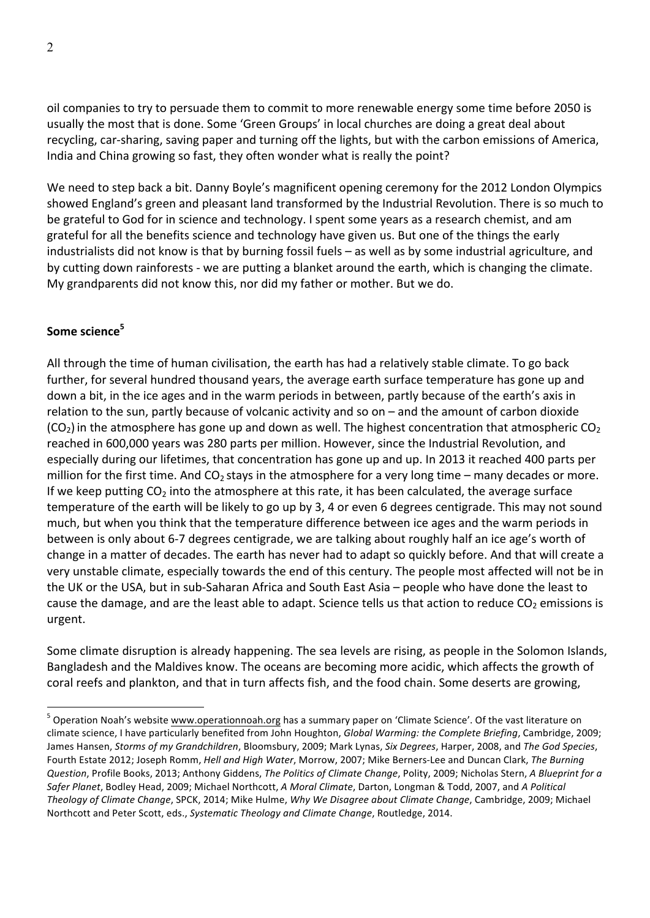oil companies to try to persuade them to commit to more renewable energy some time before 2050 is usually the most that is done. Some 'Green Groups' in local churches are doing a great deal about recycling, car-sharing, saving paper and turning off the lights, but with the carbon emissions of America, India and China growing so fast, they often wonder what is really the point?

We need to step back a bit. Danny Boyle's magnificent opening ceremony for the 2012 London Olympics showed England's green and pleasant land transformed by the Industrial Revolution. There is so much to be grateful to God for in science and technology. I spent some years as a research chemist, and am grateful for all the benefits science and technology have given us. But one of the things the early industrialists did not know is that by burning fossil fuels – as well as by some industrial agriculture, and by cutting down rainforests - we are putting a blanket around the earth, which is changing the climate. My grandparents did not know this, nor did my father or mother. But we do.

## Some science[5]

All through the time of human civilisation, the earth has had a relatively stable climate. To go back further, for several hundred thousand years, the average earth surface temperature has gone up and down a bit, in the ice ages and in the warm periods in between, partly because of the earth's axis in relation to the sun, partly because of volcanic activity and so on – and the amount of carbon dioxide ($CO_2$) in the atmosphere has gone up and down as well. The highest concentration that atmospheric $CO_2$ reached in 600,000 years was 280 parts per million. However, since the Industrial Revolution, and especially during our lifetimes, that concentration has gone up and up. In 2013 it reached 400 parts per million for the first time. And $CO_2$ stays in the atmosphere for a very long time – many decades or more. If we keep putting $CO_2$ into the atmosphere at this rate, it has been calculated, the average surface temperature of the earth will be likely to go up by 3, 4 or even 6 degrees centigrade. This may not sound much, but when you think that the temperature difference between ice ages and the warm periods in between is only about 6-7 degrees centigrade, we are talking about roughly half an ice age's worth of change in a matter of decades. The earth has never had to adapt so quickly before. And that will create a very unstable climate, especially towards the end of this century. The people most affected will not be in the UK or the USA, but in sub-Saharan Africa and South East Asia – people who have done the least to cause the damage, and are the least able to adapt. Science tells us that action to reduce $CO_2$ emissions is urgent.

Some climate disruption is already happening. The sea levels are rising, as people in the Solomon Islands, Bangladesh and the Maldives know. The oceans are becoming more acidic, which affects the growth of coral reefs and plankton, and that in turn affects fish, and the food chain. Some deserts are growing,

---

[5] Operation Noah's website www.operationnoah.org has a summary paper on 'Climate Science'. Of the vast literature on climate science, I have particularly benefited from John Houghton, *Global Warming: the Complete Briefing*, Cambridge, 2009; James Hansen, *Storms of my Grandchildren*, Bloomsbury, 2009; Mark Lynas, *Six Degrees*, Harper, 2008, and *The God Species*, Fourth Estate 2012; Joseph Romm, *Hell and High Water*, Morrow, 2007; Mike Berners-Lee and Duncan Clark, *The Burning Question*, Profile Books, 2013; Anthony Giddens, *The Politics of Climate Change*, Polity, 2009; Nicholas Stern, *A Blueprint for a Safer Planet*, Bodley Head, 2009; Michael Northcott, *A Moral Climate*, Darton, Longman & Todd, 2007, and *A Political Theology of Climate Change*, SPCK, 2014; Mike Hulme, *Why We Disagree about Climate Change*, Cambridge, 2009; Michael Northcott and Peter Scott, eds., *Systematic Theology and Climate Change*, Routledge, 2014.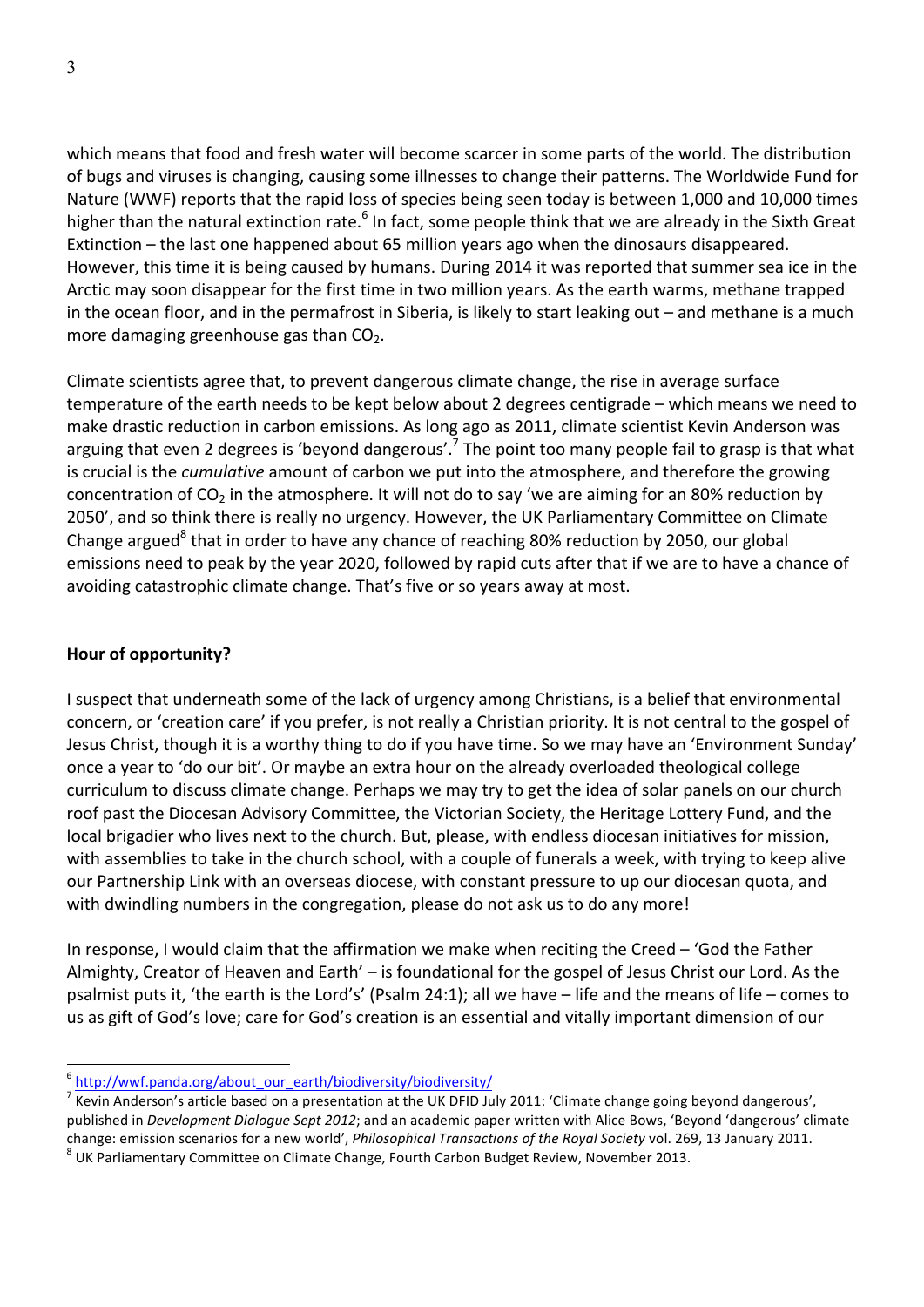which means that food and fresh water will become scarcer in some parts of the world. The distribution of bugs and viruses is changing, causing some illnesses to change their patterns. The Worldwide Fund for Nature (WWF) reports that the rapid loss of species being seen today is between 1,000 and 10,000 times higher than the natural extinction rate.[6] In fact, some people think that we are already in the Sixth Great Extinction – the last one happened about 65 million years ago when the dinosaurs disappeared. However, this time it is being caused by humans. During 2014 it was reported that summer sea ice in the Arctic may soon disappear for the first time in two million years. As the earth warms, methane trapped in the ocean floor, and in the permafrost in Siberia, is likely to start leaking out – and methane is a much more damaging greenhouse gas than $CO_2$.

Climate scientists agree that, to prevent dangerous climate change, the rise in average surface temperature of the earth needs to be kept below about 2 degrees centigrade – which means we need to make drastic reduction in carbon emissions. As long ago as 2011, climate scientist Kevin Anderson was arguing that even 2 degrees is 'beyond dangerous'.[7] The point too many people fail to grasp is that what is crucial is the *cumulative* amount of carbon we put into the atmosphere, and therefore the growing concentration of $CO_2$ in the atmosphere. It will not do to say 'we are aiming for an 80% reduction by 2050', and so think there is really no urgency. However, the UK Parliamentary Committee on Climate Change argued[8] that in order to have any chance of reaching 80% reduction by 2050, our global emissions need to peak by the year 2020, followed by rapid cuts after that if we are to have a chance of avoiding catastrophic climate change. That's five or so years away at most.

**Hour of opportunity?**

I suspect that underneath some of the lack of urgency among Christians, is a belief that environmental concern, or 'creation care' if you prefer, is not really a Christian priority. It is not central to the gospel of Jesus Christ, though it is a worthy thing to do if you have time. So we may have an 'Environment Sunday' once a year to 'do our bit'. Or maybe an extra hour on the already overloaded theological college curriculum to discuss climate change. Perhaps we may try to get the idea of solar panels on our church roof past the Diocesan Advisory Committee, the Victorian Society, the Heritage Lottery Fund, and the local brigadier who lives next to the church. But, please, with endless diocesan initiatives for mission, with assemblies to take in the church school, with a couple of funerals a week, with trying to keep alive our Partnership Link with an overseas diocese, with constant pressure to up our diocesan quota, and with dwindling numbers in the congregation, please do not ask us to do any more!

In response, I would claim that the affirmation we make when reciting the Creed – 'God the Father Almighty, Creator of Heaven and Earth' – is foundational for the gospel of Jesus Christ our Lord. As the psalmist puts it, 'the earth is the Lord's' (Psalm 24:1); all we have – life and the means of life – comes to us as gift of God's love; care for God's creation is an essential and vitally important dimension of our

---

[6] http://wwf.panda.org/about_our_earth/biodiversity/biodiversity/

[7] Kevin Anderson's article based on a presentation at the UK DFID July 2011: 'Climate change going beyond dangerous', published in *Development Dialogue Sept 2012*; and an academic paper written with Alice Bows, 'Beyond 'dangerous' climate change: emission scenarios for a new world', *Philosophical Transactions of the Royal Society* vol. 269, 13 January 2011.

[8] UK Parliamentary Committee on Climate Change, Fourth Carbon Budget Review, November 2013.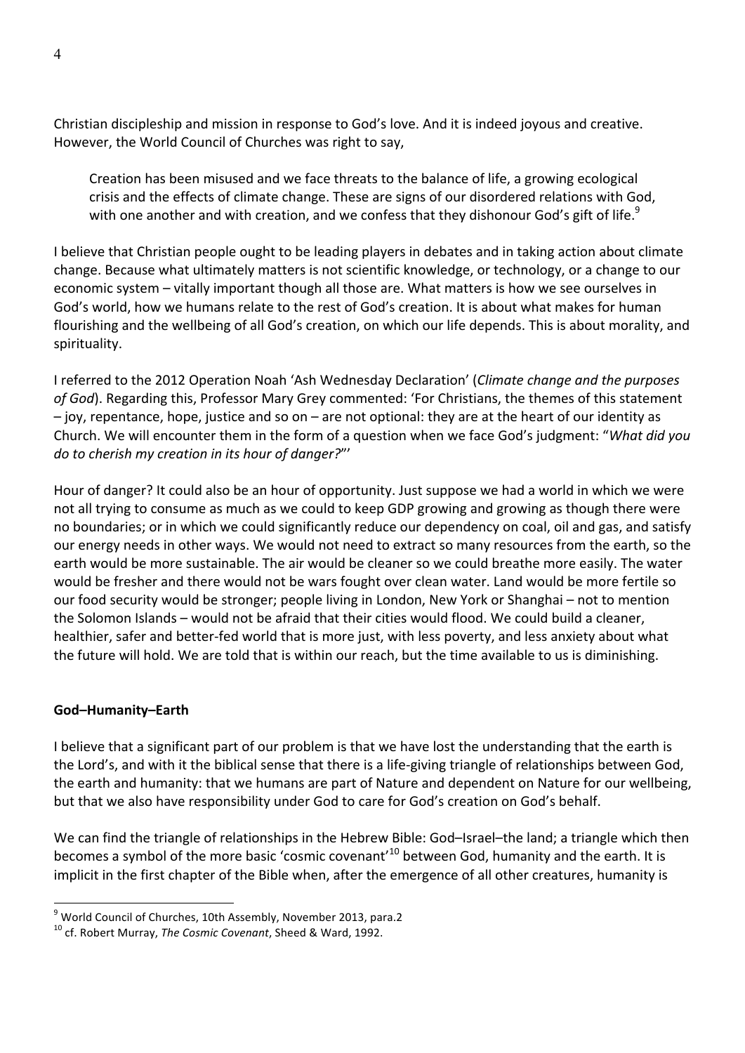Christian discipleship and mission in response to God's love. And it is indeed joyous and creative. However, the World Council of Churches was right to say,

> Creation has been misused and we face threats to the balance of life, a growing ecological crisis and the effects of climate change. These are signs of our disordered relations with God, with one another and with creation, and we confess that they dishonour God's gift of life.[9]

I believe that Christian people ought to be leading players in debates and in taking action about climate change. Because what ultimately matters is not scientific knowledge, or technology, or a change to our economic system – vitally important though all those are. What matters is how we see ourselves in God's world, how we humans relate to the rest of God's creation. It is about what makes for human flourishing and the wellbeing of all God's creation, on which our life depends. This is about morality, and spirituality.

I referred to the 2012 Operation Noah 'Ash Wednesday Declaration' (*Climate change and the purposes of God*). Regarding this, Professor Mary Grey commented: 'For Christians, the themes of this statement – joy, repentance, hope, justice and so on – are not optional: they are at the heart of our identity as Church. We will encounter them in the form of a question when we face God's judgment: "*What did you do to cherish my creation in its hour of danger?*"'

Hour of danger? It could also be an hour of opportunity. Just suppose we had a world in which we were not all trying to consume as much as we could to keep GDP growing and growing as though there were no boundaries; or in which we could significantly reduce our dependency on coal, oil and gas, and satisfy our energy needs in other ways. We would not need to extract so many resources from the earth, so the earth would be more sustainable. The air would be cleaner so we could breathe more easily. The water would be fresher and there would not be wars fought over clean water. Land would be more fertile so our food security would be stronger; people living in London, New York or Shanghai – not to mention the Solomon Islands – would not be afraid that their cities would flood. We could build a cleaner, healthier, safer and better-fed world that is more just, with less poverty, and less anxiety about what the future will hold. We are told that is within our reach, but the time available to us is diminishing.

**God–Humanity–Earth**

I believe that a significant part of our problem is that we have lost the understanding that the earth is the Lord's, and with it the biblical sense that there is a life-giving triangle of relationships between God, the earth and humanity: that we humans are part of Nature and dependent on Nature for our wellbeing, but that we also have responsibility under God to care for God's creation on God's behalf.

We can find the triangle of relationships in the Hebrew Bible: God–Israel–the land; a triangle which then becomes a symbol of the more basic 'cosmic covenant'[10] between God, humanity and the earth. It is implicit in the first chapter of the Bible when, after the emergence of all other creatures, humanity is

[9] World Council of Churches, 10th Assembly, November 2013, para.2

[10] cf. Robert Murray, *The Cosmic Covenant*, Sheed & Ward, 1992.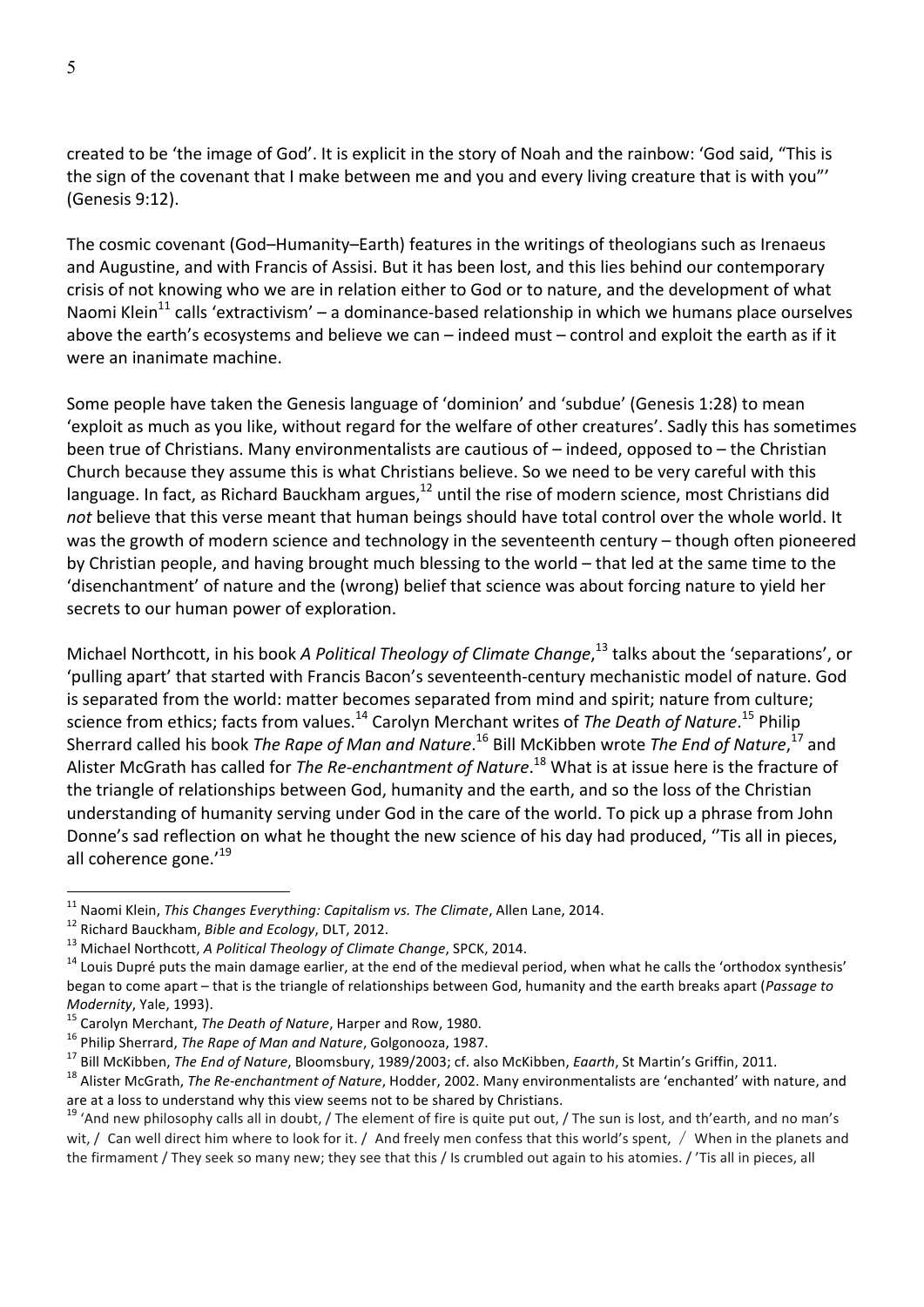created to be 'the image of God'. It is explicit in the story of Noah and the rainbow: 'God said, "This is the sign of the covenant that I make between me and you and every living creature that is with you"' (Genesis 9:12).

The cosmic covenant (God–Humanity–Earth) features in the writings of theologians such as Irenaeus and Augustine, and with Francis of Assisi. But it has been lost, and this lies behind our contemporary crisis of not knowing who we are in relation either to God or to nature, and the development of what Naomi Klein[11] calls 'extractivism' – a dominance-based relationship in which we humans place ourselves above the earth's ecosystems and believe we can – indeed must – control and exploit the earth as if it were an inanimate machine.

Some people have taken the Genesis language of 'dominion' and 'subdue' (Genesis 1:28) to mean 'exploit as much as you like, without regard for the welfare of other creatures'. Sadly this has sometimes been true of Christians. Many environmentalists are cautious of – indeed, opposed to – the Christian Church because they assume this is what Christians believe. So we need to be very careful with this language. In fact, as Richard Bauckham argues,[12] until the rise of modern science, most Christians did *not* believe that this verse meant that human beings should have total control over the whole world. It was the growth of modern science and technology in the seventeenth century – though often pioneered by Christian people, and having brought much blessing to the world – that led at the same time to the 'disenchantment' of nature and the (wrong) belief that science was about forcing nature to yield her secrets to our human power of exploration.

Michael Northcott, in his book *A Political Theology of Climate Change*,[13] talks about the 'separations', or 'pulling apart' that started with Francis Bacon's seventeenth-century mechanistic model of nature. God is separated from the world: matter becomes separated from mind and spirit; nature from culture; science from ethics; facts from values.[14] Carolyn Merchant writes of *The Death of Nature*.[15] Philip Sherrard called his book *The Rape of Man and Nature*.[16] Bill McKibben wrote *The End of Nature*,[17] and Alister McGrath has called for *The Re-enchantment of Nature*.[18] What is at issue here is the fracture of the triangle of relationships between God, humanity and the earth, and so the loss of the Christian understanding of humanity serving under God in the care of the world. To pick up a phrase from John Donne's sad reflection on what he thought the new science of his day had produced, ''Tis all in pieces, all coherence gone.'[19]

---

[11] Naomi Klein, *This Changes Everything: Capitalism vs. The Climate*, Allen Lane, 2014.

[12] Richard Bauckham, *Bible and Ecology*, DLT, 2012.

[13] Michael Northcott, *A Political Theology of Climate Change*, SPCK, 2014.

[14] Louis Dupré puts the main damage earlier, at the end of the medieval period, when what he calls the 'orthodox synthesis' began to come apart – that is the triangle of relationships between God, humanity and the earth breaks apart (*Passage to Modernity*, Yale, 1993).

[15] Carolyn Merchant, *The Death of Nature*, Harper and Row, 1980.

[16] Philip Sherrard, *The Rape of Man and Nature*, Golgonooza, 1987.

[17] Bill McKibben, *The End of Nature*, Bloomsbury, 1989/2003; cf. also McKibben, *Eaarth*, St Martin's Griffin, 2011.

[18] Alister McGrath, *The Re-enchantment of Nature*, Hodder, 2002. Many environmentalists are 'enchanted' with nature, and are at a loss to understand why this view seems not to be shared by Christians.

[19] 'And new philosophy calls all in doubt, / The element of fire is quite put out, / The sun is lost, and th'earth, and no man's wit, / Can well direct him where to look for it. / And freely men confess that this world's spent, / When in the planets and the firmament / They seek so many new; they see that this / Is crumbled out again to his atomies. / 'Tis all in pieces, all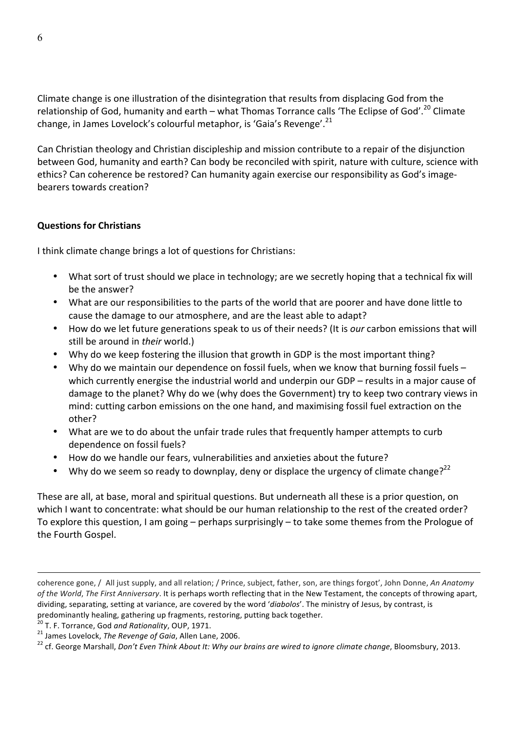Climate change is one illustration of the disintegration that results from displacing God from the relationship of God, humanity and earth – what Thomas Torrance calls 'The Eclipse of God'.[20] Climate change, in James Lovelock's colourful metaphor, is 'Gaia's Revenge'.[21]

Can Christian theology and Christian discipleship and mission contribute to a repair of the disjunction between God, humanity and earth? Can body be reconciled with spirit, nature with culture, science with ethics? Can coherence be restored? Can humanity again exercise our responsibility as God's image-bearers towards creation?

**Questions for Christians**

I think climate change brings a lot of questions for Christians:

- What sort of trust should we place in technology; are we secretly hoping that a technical fix will be the answer?
- What are our responsibilities to the parts of the world that are poorer and have done little to cause the damage to our atmosphere, and are the least able to adapt?
- How do we let future generations speak to us of their needs? (It is *our* carbon emissions that will still be around in *their* world.)
- Why do we keep fostering the illusion that growth in GDP is the most important thing?
- Why do we maintain our dependence on fossil fuels, when we know that burning fossil fuels – which currently energise the industrial world and underpin our GDP – results in a major cause of damage to the planet? Why do we (why does the Government) try to keep two contrary views in mind: cutting carbon emissions on the one hand, and maximising fossil fuel extraction on the other?
- What are we to do about the unfair trade rules that frequently hamper attempts to curb dependence on fossil fuels?
- How do we handle our fears, vulnerabilities and anxieties about the future?
- Why do we seem so ready to downplay, deny or displace the urgency of climate change?[22]

These are all, at base, moral and spiritual questions. But underneath all these is a prior question, on which I want to concentrate: what should be our human relationship to the rest of the created order? To explore this question, I am going – perhaps surprisingly – to take some themes from the Prologue of the Fourth Gospel.

---

coherence gone, / All just supply, and all relation; / Prince, subject, father, son, are things forgot', John Donne, *An Anatomy of the World*, *The First Anniversary*. It is perhaps worth reflecting that in the New Testament, the concepts of throwing apart, dividing, separating, setting at variance, are covered by the word '*diabolos*'. The ministry of Jesus, by contrast, is predominantly healing, gathering up fragments, restoring, putting back together.

[20] T. F. Torrance, God *and Rationality*, OUP, 1971.

[21] James Lovelock, *The Revenge of Gaia*, Allen Lane, 2006.

[22] cf. George Marshall, *Don't Even Think About It: Why our brains are wired to ignore climate change*, Bloomsbury, 2013.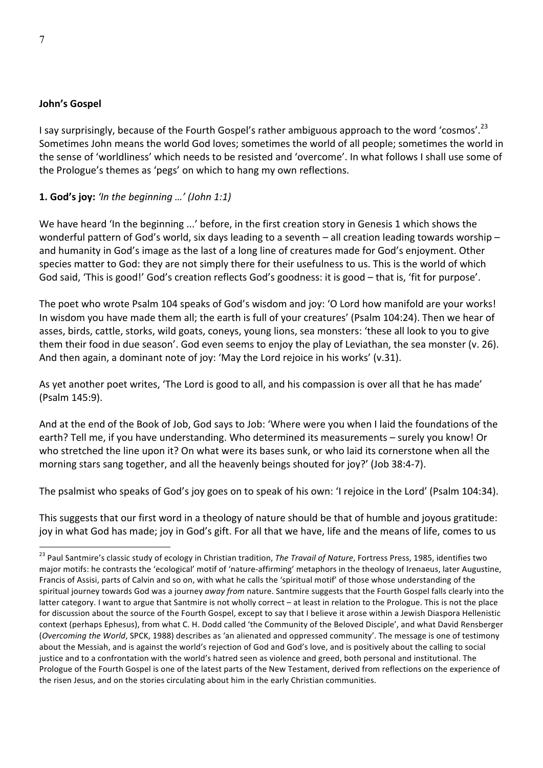**John's Gospel**

I say surprisingly, because of the Fourth Gospel's rather ambiguous approach to the word 'cosmos'.[23] Sometimes John means the world God loves; sometimes the world of all people; sometimes the world in the sense of 'worldliness' which needs to be resisted and 'overcome'. In what follows I shall use some of the Prologue's themes as 'pegs' on which to hang my own reflections.

**1. God's joy:** *'In the beginning …' (John 1:1)*

We have heard 'In the beginning ...' before, in the first creation story in Genesis 1 which shows the wonderful pattern of God's world, six days leading to a seventh – all creation leading towards worship – and humanity in God's image as the last of a long line of creatures made for God's enjoyment. Other species matter to God: they are not simply there for their usefulness to us. This is the world of which God said, 'This is good!' God's creation reflects God's goodness: it is good – that is, 'fit for purpose'.

The poet who wrote Psalm 104 speaks of God's wisdom and joy: 'O Lord how manifold are your works! In wisdom you have made them all; the earth is full of your creatures' (Psalm 104:24). Then we hear of asses, birds, cattle, storks, wild goats, coneys, young lions, sea monsters: 'these all look to you to give them their food in due season'. God even seems to enjoy the play of Leviathan, the sea monster (v. 26). And then again, a dominant note of joy: 'May the Lord rejoice in his works' (v.31).

As yet another poet writes, 'The Lord is good to all, and his compassion is over all that he has made' (Psalm 145:9).

And at the end of the Book of Job, God says to Job: 'Where were you when I laid the foundations of the earth? Tell me, if you have understanding. Who determined its measurements – surely you know! Or who stretched the line upon it? On what were its bases sunk, or who laid its cornerstone when all the morning stars sang together, and all the heavenly beings shouted for joy?' (Job 38:4-7).

The psalmist who speaks of God's joy goes on to speak of his own: 'I rejoice in the Lord' (Psalm 104:34).

This suggests that our first word in a theology of nature should be that of humble and joyous gratitude: joy in what God has made; joy in God's gift. For all that we have, life and the means of life, comes to us

---

[23] Paul Santmire's classic study of ecology in Christian tradition, *The Travail of Nature*, Fortress Press, 1985, identifies two major motifs: he contrasts the 'ecological' motif of 'nature-affirming' metaphors in the theology of Irenaeus, later Augustine, Francis of Assisi, parts of Calvin and so on, with what he calls the 'spiritual motif' of those whose understanding of the spiritual journey towards God was a journey *away from* nature. Santmire suggests that the Fourth Gospel falls clearly into the latter category. I want to argue that Santmire is not wholly correct – at least in relation to the Prologue. This is not the place for discussion about the source of the Fourth Gospel, except to say that I believe it arose within a Jewish Diaspora Hellenistic context (perhaps Ephesus), from what C. H. Dodd called 'the Community of the Beloved Disciple', and what David Rensberger (*Overcoming the World*, SPCK, 1988) describes as 'an alienated and oppressed community'. The message is one of testimony about the Messiah, and is against the world's rejection of God and God's love, and is positively about the calling to social justice and to a confrontation with the world's hatred seen as violence and greed, both personal and institutional. The Prologue of the Fourth Gospel is one of the latest parts of the New Testament, derived from reflections on the experience of the risen Jesus, and on the stories circulating about him in the early Christian communities.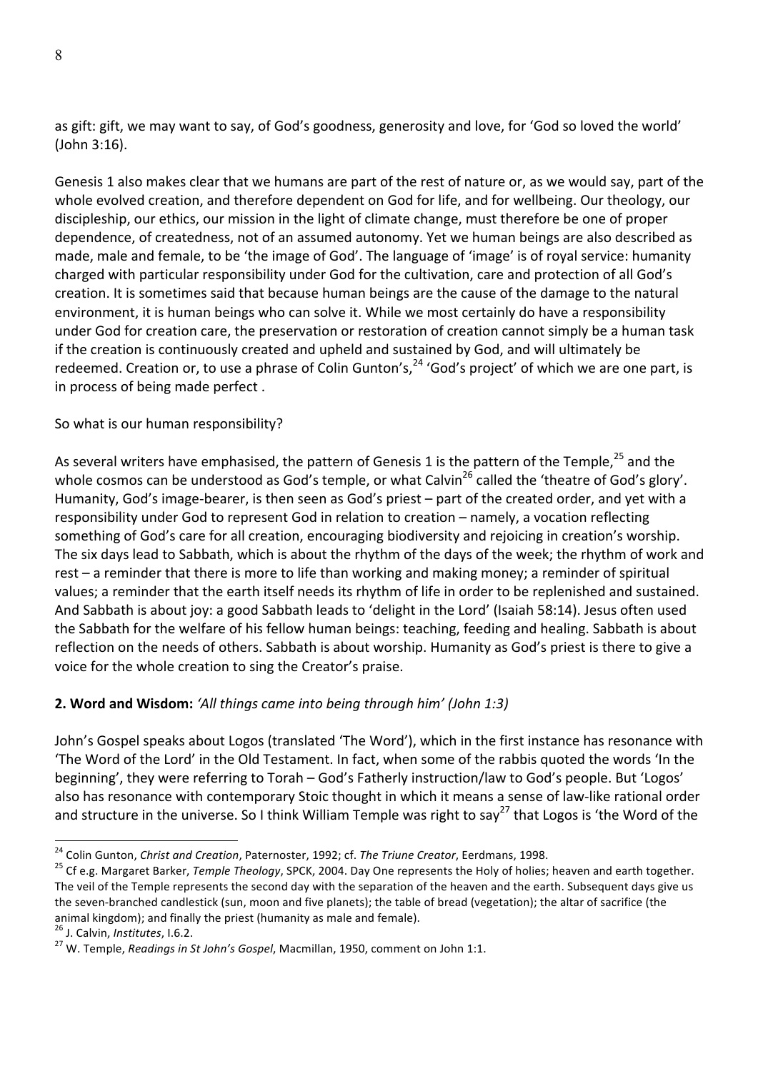as gift: gift, we may want to say, of God's goodness, generosity and love, for 'God so loved the world' (John 3:16).

Genesis 1 also makes clear that we humans are part of the rest of nature or, as we would say, part of the whole evolved creation, and therefore dependent on God for life, and for wellbeing. Our theology, our discipleship, our ethics, our mission in the light of climate change, must therefore be one of proper dependence, of createdness, not of an assumed autonomy. Yet we human beings are also described as made, male and female, to be 'the image of God'. The language of 'image' is of royal service: humanity charged with particular responsibility under God for the cultivation, care and protection of all God's creation. It is sometimes said that because human beings are the cause of the damage to the natural environment, it is human beings who can solve it. While we most certainly do have a responsibility under God for creation care, the preservation or restoration of creation cannot simply be a human task if the creation is continuously created and upheld and sustained by God, and will ultimately be redeemed. Creation or, to use a phrase of Colin Gunton's,[24] 'God's project' of which we are one part, is in process of being made perfect .

So what is our human responsibility?

As several writers have emphasised, the pattern of Genesis 1 is the pattern of the Temple,[25] and the whole cosmos can be understood as God's temple, or what Calvin[26] called the 'theatre of God's glory'. Humanity, God's image-bearer, is then seen as God's priest – part of the created order, and yet with a responsibility under God to represent God in relation to creation – namely, a vocation reflecting something of God's care for all creation, encouraging biodiversity and rejoicing in creation's worship. The six days lead to Sabbath, which is about the rhythm of the days of the week; the rhythm of work and rest – a reminder that there is more to life than working and making money; a reminder of spiritual values; a reminder that the earth itself needs its rhythm of life in order to be replenished and sustained. And Sabbath is about joy: a good Sabbath leads to 'delight in the Lord' (Isaiah 58:14). Jesus often used the Sabbath for the welfare of his fellow human beings: teaching, feeding and healing. Sabbath is about reflection on the needs of others. Sabbath is about worship. Humanity as God's priest is there to give a voice for the whole creation to sing the Creator's praise.

**2. Word and Wisdom:** *'All things came into being through him' (John 1:3)*

John's Gospel speaks about Logos (translated 'The Word'), which in the first instance has resonance with 'The Word of the Lord' in the Old Testament. In fact, when some of the rabbis quoted the words 'In the beginning', they were referring to Torah – God's Fatherly instruction/law to God's people. But 'Logos' also has resonance with contemporary Stoic thought in which it means a sense of law-like rational order and structure in the universe. So I think William Temple was right to say[27] that Logos is 'the Word of the

---

[24] Colin Gunton, *Christ and Creation*, Paternoster, 1992; cf. *The Triune Creator*, Eerdmans, 1998.

[25] Cf e.g. Margaret Barker, *Temple Theology*, SPCK, 2004. Day One represents the Holy of holies; heaven and earth together. The veil of the Temple represents the second day with the separation of the heaven and the earth. Subsequent days give us the seven-branched candlestick (sun, moon and five planets); the table of bread (vegetation); the altar of sacrifice (the animal kingdom); and finally the priest (humanity as male and female).

[26] J. Calvin, *Institutes*, I.6.2.

[27] W. Temple, *Readings in St John's Gospel*, Macmillan, 1950, comment on John 1:1.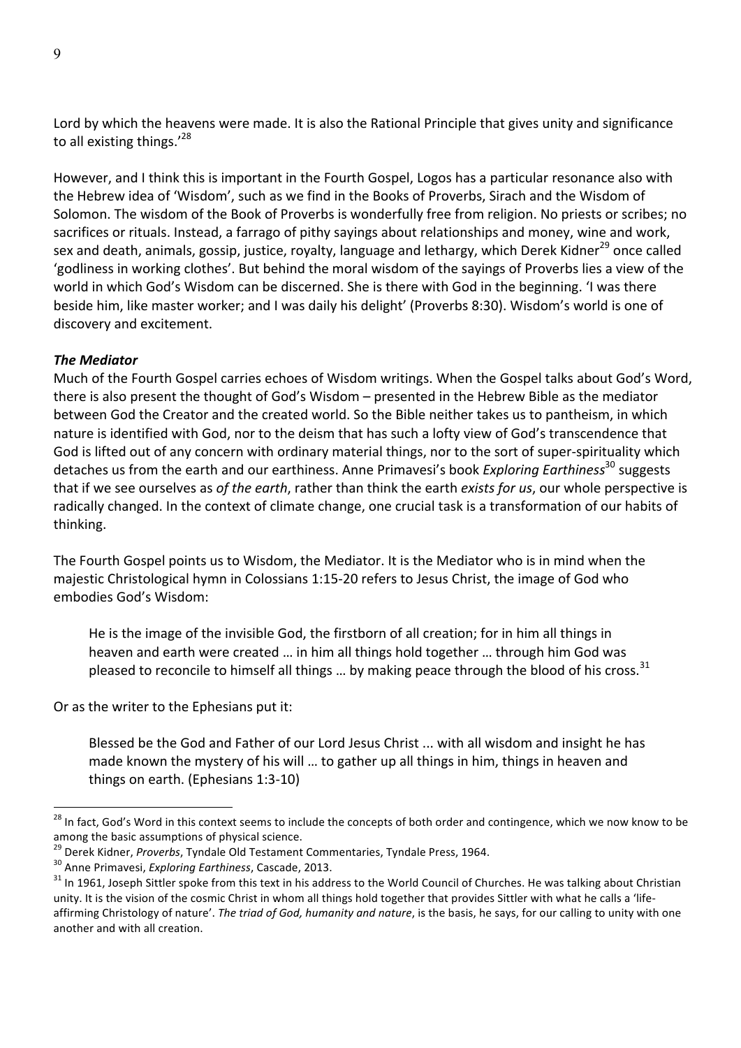Lord by which the heavens were made. It is also the Rational Principle that gives unity and significance to all existing things.'[28]

However, and I think this is important in the Fourth Gospel, Logos has a particular resonance also with the Hebrew idea of 'Wisdom', such as we find in the Books of Proverbs, Sirach and the Wisdom of Solomon. The wisdom of the Book of Proverbs is wonderfully free from religion. No priests or scribes; no sacrifices or rituals. Instead, a farrago of pithy sayings about relationships and money, wine and work, sex and death, animals, gossip, justice, royalty, language and lethargy, which Derek Kidner[29] once called 'godliness in working clothes'. But behind the moral wisdom of the sayings of Proverbs lies a view of the world in which God's Wisdom can be discerned. She is there with God in the beginning. 'I was there beside him, like master worker; and I was daily his delight' (Proverbs 8:30). Wisdom's world is one of discovery and excitement.

***The Mediator***

Much of the Fourth Gospel carries echoes of Wisdom writings. When the Gospel talks about God's Word, there is also present the thought of God's Wisdom – presented in the Hebrew Bible as the mediator between God the Creator and the created world. So the Bible neither takes us to pantheism, in which nature is identified with God, nor to the deism that has such a lofty view of God's transcendence that God is lifted out of any concern with ordinary material things, nor to the sort of super-spirituality which detaches us from the earth and our earthiness. Anne Primavesi's book *Exploring Earthiness*[30] suggests that if we see ourselves as *of the earth*, rather than think the earth *exists for us*, our whole perspective is radically changed. In the context of climate change, one crucial task is a transformation of our habits of thinking.

The Fourth Gospel points us to Wisdom, the Mediator. It is the Mediator who is in mind when the majestic Christological hymn in Colossians 1:15-20 refers to Jesus Christ, the image of God who embodies God's Wisdom:

> He is the image of the invisible God, the firstborn of all creation; for in him all things in heaven and earth were created … in him all things hold together … through him God was pleased to reconcile to himself all things … by making peace through the blood of his cross.[31]

Or as the writer to the Ephesians put it:

> Blessed be the God and Father of our Lord Jesus Christ ... with all wisdom and insight he has made known the mystery of his will … to gather up all things in him, things in heaven and things on earth. (Ephesians 1:3-10)

---

[28] In fact, God's Word in this context seems to include the concepts of both order and contingence, which we now know to be among the basic assumptions of physical science.

[29] Derek Kidner, *Proverbs*, Tyndale Old Testament Commentaries, Tyndale Press, 1964.

[30] Anne Primavesi, *Exploring Earthiness*, Cascade, 2013.

[31] In 1961, Joseph Sittler spoke from this text in his address to the World Council of Churches. He was talking about Christian unity. It is the vision of the cosmic Christ in whom all things hold together that provides Sittler with what he calls a 'life-affirming Christology of nature'. *The triad of God, humanity and nature*, is the basis, he says, for our calling to unity with one another and with all creation.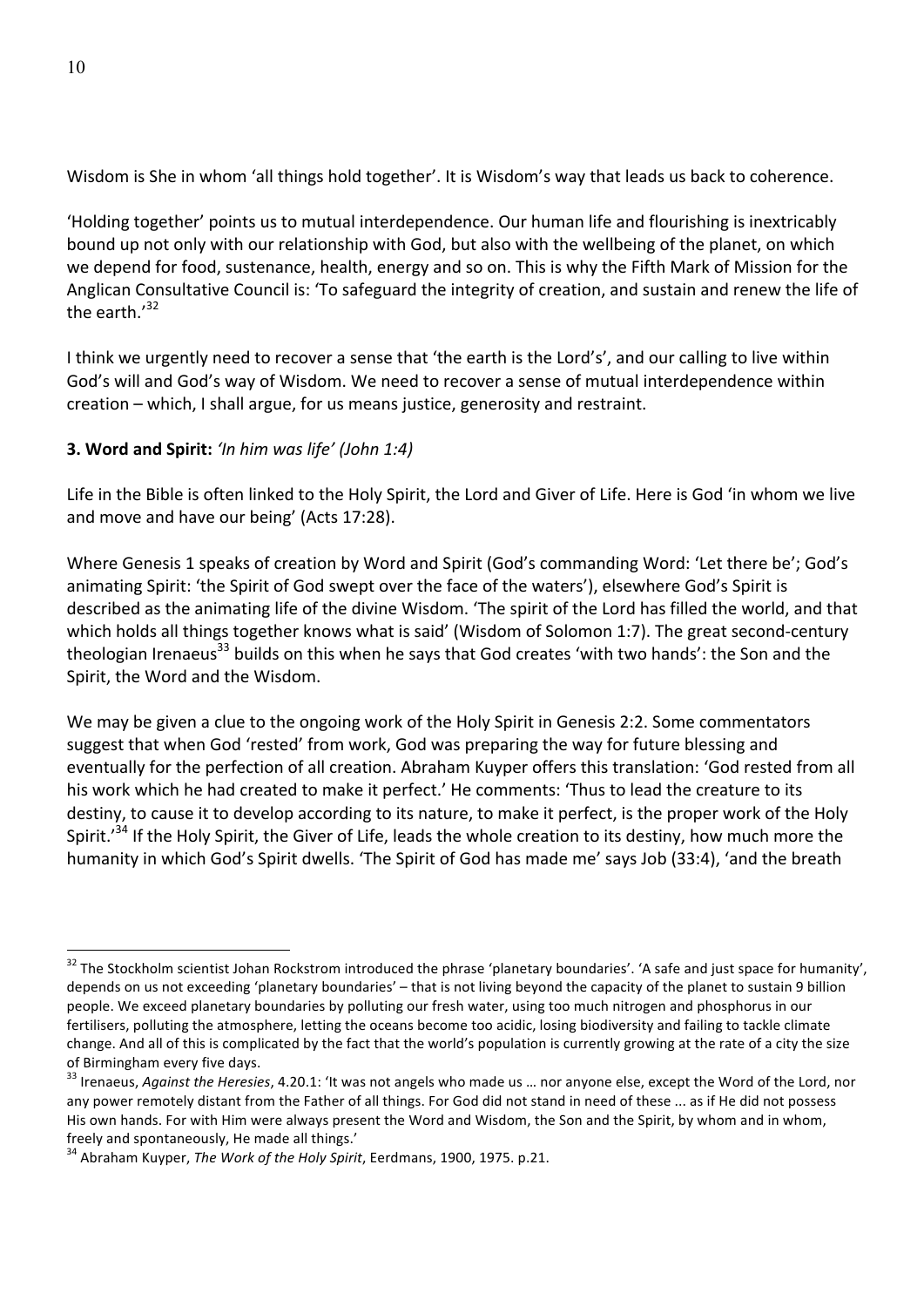Wisdom is She in whom 'all things hold together'. It is Wisdom's way that leads us back to coherence.

'Holding together' points us to mutual interdependence. Our human life and flourishing is inextricably bound up not only with our relationship with God, but also with the wellbeing of the planet, on which we depend for food, sustenance, health, energy and so on. This is why the Fifth Mark of Mission for the Anglican Consultative Council is: 'To safeguard the integrity of creation, and sustain and renew the life of the earth.'[32]

I think we urgently need to recover a sense that 'the earth is the Lord's', and our calling to live within God's will and God's way of Wisdom. We need to recover a sense of mutual interdependence within creation – which, I shall argue, for us means justice, generosity and restraint.

**3. Word and Spirit:** *'In him was life' (John 1:4)*

Life in the Bible is often linked to the Holy Spirit, the Lord and Giver of Life. Here is God 'in whom we live and move and have our being' (Acts 17:28).

Where Genesis 1 speaks of creation by Word and Spirit (God's commanding Word: 'Let there be'; God's animating Spirit: 'the Spirit of God swept over the face of the waters'), elsewhere God's Spirit is described as the animating life of the divine Wisdom. 'The spirit of the Lord has filled the world, and that which holds all things together knows what is said' (Wisdom of Solomon 1:7). The great second-century theologian Irenaeus[33] builds on this when he says that God creates 'with two hands': the Son and the Spirit, the Word and the Wisdom.

We may be given a clue to the ongoing work of the Holy Spirit in Genesis 2:2. Some commentators suggest that when God 'rested' from work, God was preparing the way for future blessing and eventually for the perfection of all creation. Abraham Kuyper offers this translation: 'God rested from all his work which he had created to make it perfect.' He comments: 'Thus to lead the creature to its destiny, to cause it to develop according to its nature, to make it perfect, is the proper work of the Holy Spirit.'[34] If the Holy Spirit, the Giver of Life, leads the whole creation to its destiny, how much more the humanity in which God's Spirit dwells. 'The Spirit of God has made me' says Job (33:4), 'and the breath

---

[32] The Stockholm scientist Johan Rockstrom introduced the phrase 'planetary boundaries'. 'A safe and just space for humanity', depends on us not exceeding 'planetary boundaries' – that is not living beyond the capacity of the planet to sustain 9 billion people. We exceed planetary boundaries by polluting our fresh water, using too much nitrogen and phosphorus in our fertilisers, polluting the atmosphere, letting the oceans become too acidic, losing biodiversity and failing to tackle climate change. And all of this is complicated by the fact that the world's population is currently growing at the rate of a city the size of Birmingham every five days.

[33] Irenaeus, *Against the Heresies*, 4.20.1: 'It was not angels who made us … nor anyone else, except the Word of the Lord, nor any power remotely distant from the Father of all things. For God did not stand in need of these ... as if He did not possess His own hands. For with Him were always present the Word and Wisdom, the Son and the Spirit, by whom and in whom, freely and spontaneously, He made all things.'

[34] Abraham Kuyper, *The Work of the Holy Spirit*, Eerdmans, 1900, 1975. p.21.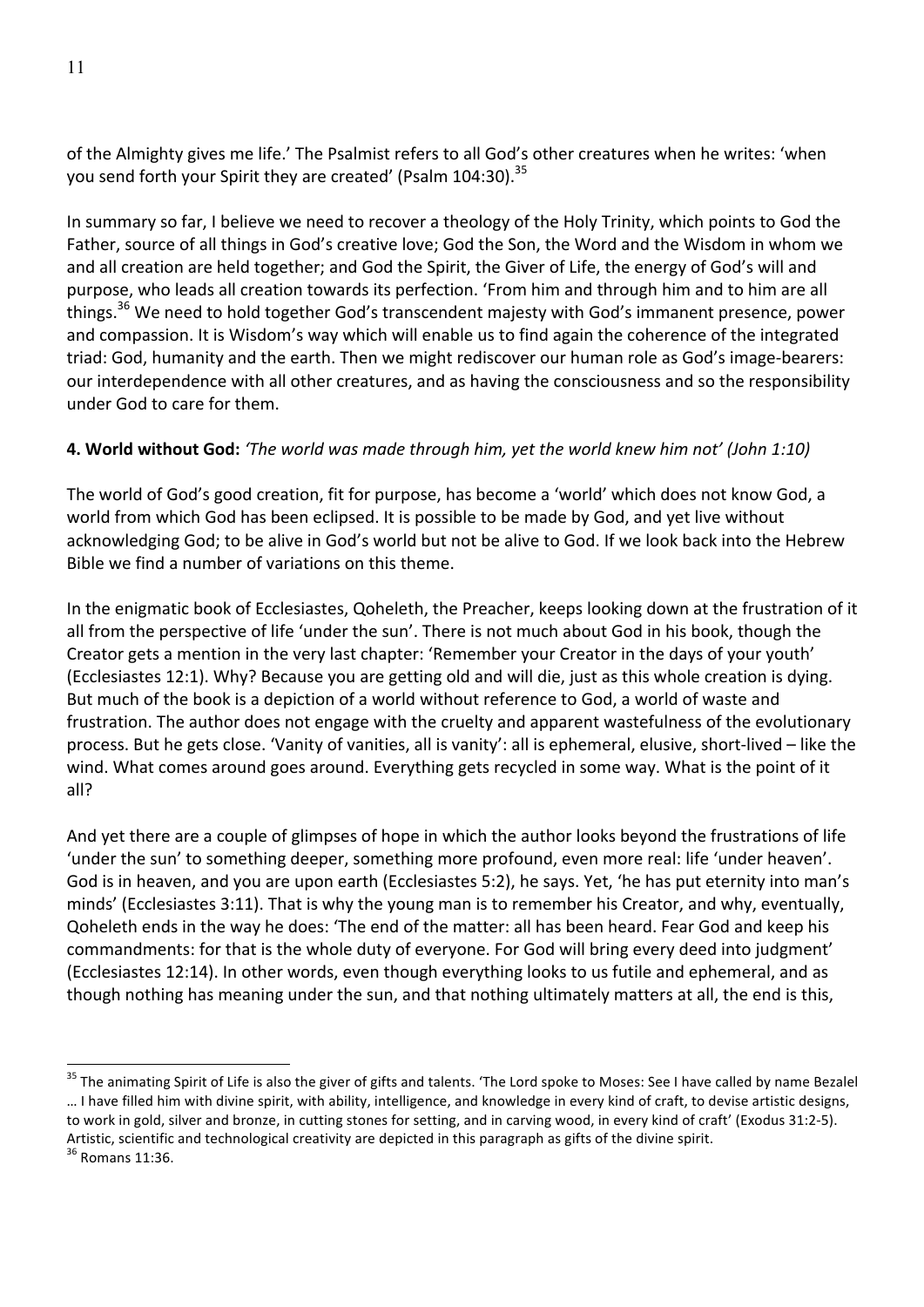of the Almighty gives me life.' The Psalmist refers to all God's other creatures when he writes: 'when you send forth your Spirit they are created' (Psalm 104:30).[35]

In summary so far, I believe we need to recover a theology of the Holy Trinity, which points to God the Father, source of all things in God's creative love; God the Son, the Word and the Wisdom in whom we and all creation are held together; and God the Spirit, the Giver of Life, the energy of God's will and purpose, who leads all creation towards its perfection. 'From him and through him and to him are all things.[36] We need to hold together God's transcendent majesty with God's immanent presence, power and compassion. It is Wisdom's way which will enable us to find again the coherence of the integrated triad: God, humanity and the earth. Then we might rediscover our human role as God's image-bearers: our interdependence with all other creatures, and as having the consciousness and so the responsibility under God to care for them.

**4. World without God:** *'The world was made through him, yet the world knew him not' (John 1:10)*

The world of God's good creation, fit for purpose, has become a 'world' which does not know God, a world from which God has been eclipsed. It is possible to be made by God, and yet live without acknowledging God; to be alive in God's world but not be alive to God. If we look back into the Hebrew Bible we find a number of variations on this theme.

In the enigmatic book of Ecclesiastes, Qoheleth, the Preacher, keeps looking down at the frustration of it all from the perspective of life 'under the sun'. There is not much about God in his book, though the Creator gets a mention in the very last chapter: 'Remember your Creator in the days of your youth' (Ecclesiastes 12:1). Why? Because you are getting old and will die, just as this whole creation is dying. But much of the book is a depiction of a world without reference to God, a world of waste and frustration. The author does not engage with the cruelty and apparent wastefulness of the evolutionary process. But he gets close. 'Vanity of vanities, all is vanity': all is ephemeral, elusive, short-lived – like the wind. What comes around goes around. Everything gets recycled in some way. What is the point of it all?

And yet there are a couple of glimpses of hope in which the author looks beyond the frustrations of life 'under the sun' to something deeper, something more profound, even more real: life 'under heaven'. God is in heaven, and you are upon earth (Ecclesiastes 5:2), he says. Yet, 'he has put eternity into man's minds' (Ecclesiastes 3:11). That is why the young man is to remember his Creator, and why, eventually, Qoheleth ends in the way he does: 'The end of the matter: all has been heard. Fear God and keep his commandments: for that is the whole duty of everyone. For God will bring every deed into judgment' (Ecclesiastes 12:14). In other words, even though everything looks to us futile and ephemeral, and as though nothing has meaning under the sun, and that nothing ultimately matters at all, the end is this,

---

[35] The animating Spirit of Life is also the giver of gifts and talents. 'The Lord spoke to Moses: See I have called by name Bezalel … I have filled him with divine spirit, with ability, intelligence, and knowledge in every kind of craft, to devise artistic designs, to work in gold, silver and bronze, in cutting stones for setting, and in carving wood, in every kind of craft' (Exodus 31:2-5). Artistic, scientific and technological creativity are depicted in this paragraph as gifts of the divine spirit.

[36] Romans 11:36.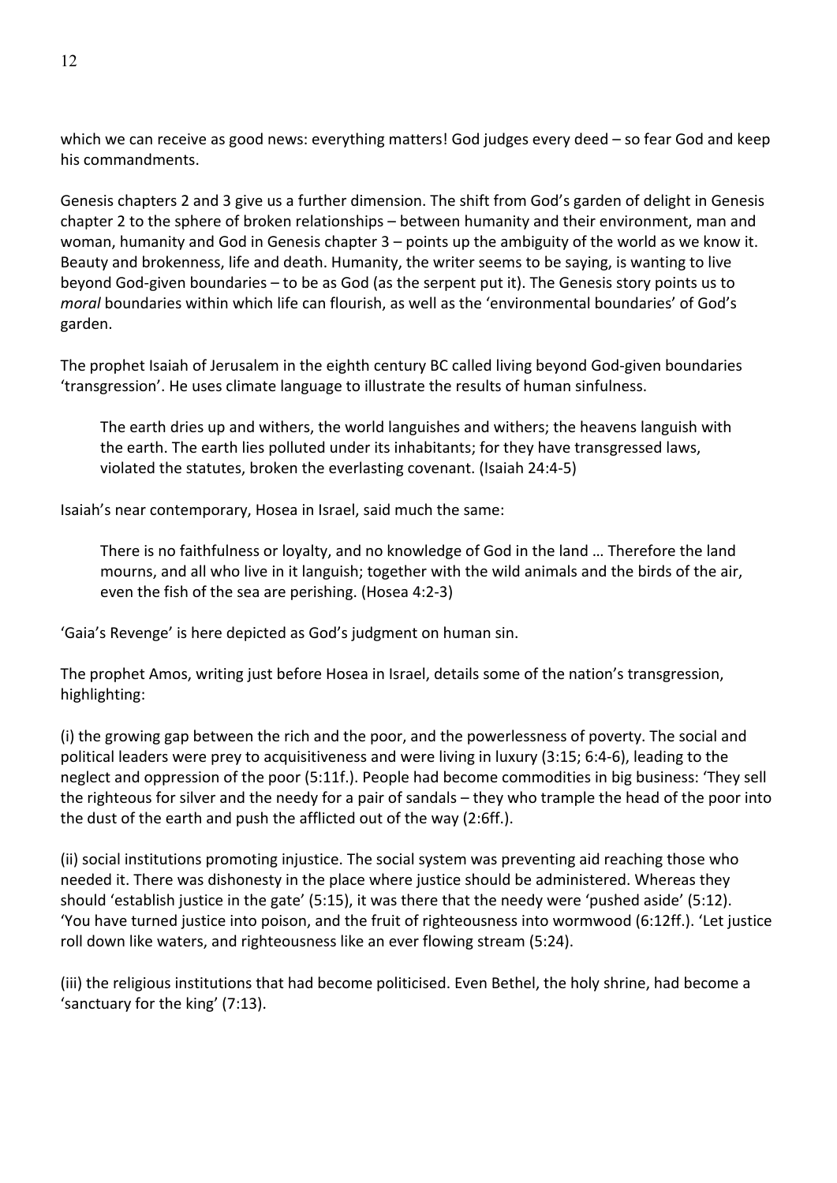which we can receive as good news: everything matters! God judges every deed – so fear God and keep his commandments.

Genesis chapters 2 and 3 give us a further dimension. The shift from God's garden of delight in Genesis chapter 2 to the sphere of broken relationships – between humanity and their environment, man and woman, humanity and God in Genesis chapter 3 – points up the ambiguity of the world as we know it. Beauty and brokenness, life and death. Humanity, the writer seems to be saying, is wanting to live beyond God-given boundaries – to be as God (as the serpent put it). The Genesis story points us to *moral* boundaries within which life can flourish, as well as the 'environmental boundaries' of God's garden.

The prophet Isaiah of Jerusalem in the eighth century BC called living beyond God-given boundaries 'transgression'. He uses climate language to illustrate the results of human sinfulness.

> The earth dries up and withers, the world languishes and withers; the heavens languish with the earth. The earth lies polluted under its inhabitants; for they have transgressed laws, violated the statutes, broken the everlasting covenant. (Isaiah 24:4-5)

Isaiah's near contemporary, Hosea in Israel, said much the same:

> There is no faithfulness or loyalty, and no knowledge of God in the land … Therefore the land mourns, and all who live in it languish; together with the wild animals and the birds of the air, even the fish of the sea are perishing. (Hosea 4:2-3)

'Gaia's Revenge' is here depicted as God's judgment on human sin.

The prophet Amos, writing just before Hosea in Israel, details some of the nation's transgression, highlighting:

(i) the growing gap between the rich and the poor, and the powerlessness of poverty. The social and political leaders were prey to acquisitiveness and were living in luxury (3:15; 6:4-6), leading to the neglect and oppression of the poor (5:11f.). People had become commodities in big business: 'They sell the righteous for silver and the needy for a pair of sandals – they who trample the head of the poor into the dust of the earth and push the afflicted out of the way (2:6ff.).

(ii) social institutions promoting injustice. The social system was preventing aid reaching those who needed it. There was dishonesty in the place where justice should be administered. Whereas they should 'establish justice in the gate' (5:15), it was there that the needy were 'pushed aside' (5:12). 'You have turned justice into poison, and the fruit of righteousness into wormwood (6:12ff.). 'Let justice roll down like waters, and righteousness like an ever flowing stream (5:24).

(iii) the religious institutions that had become politicised. Even Bethel, the holy shrine, had become a 'sanctuary for the king' (7:13).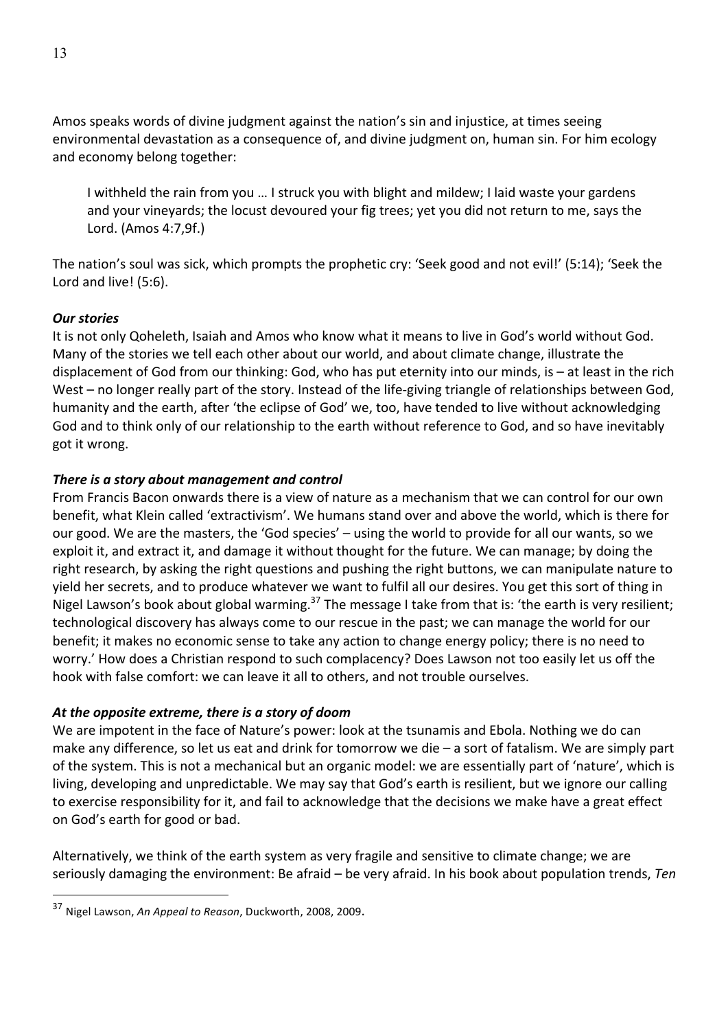Amos speaks words of divine judgment against the nation's sin and injustice, at times seeing environmental devastation as a consequence of, and divine judgment on, human sin. For him ecology and economy belong together:

> I withheld the rain from you … I struck you with blight and mildew; I laid waste your gardens and your vineyards; the locust devoured your fig trees; yet you did not return to me, says the Lord. (Amos 4:7,9f.)

The nation's soul was sick, which prompts the prophetic cry: 'Seek good and not evil!' (5:14); 'Seek the Lord and live! (5:6).

***Our stories***

It is not only Qoheleth, Isaiah and Amos who know what it means to live in God's world without God. Many of the stories we tell each other about our world, and about climate change, illustrate the displacement of God from our thinking: God, who has put eternity into our minds, is – at least in the rich West – no longer really part of the story. Instead of the life-giving triangle of relationships between God, humanity and the earth, after 'the eclipse of God' we, too, have tended to live without acknowledging God and to think only of our relationship to the earth without reference to God, and so have inevitably got it wrong.

***There is a story about management and control***

From Francis Bacon onwards there is a view of nature as a mechanism that we can control for our own benefit, what Klein called 'extractivism'. We humans stand over and above the world, which is there for our good. We are the masters, the 'God species' – using the world to provide for all our wants, so we exploit it, and extract it, and damage it without thought for the future. We can manage; by doing the right research, by asking the right questions and pushing the right buttons, we can manipulate nature to yield her secrets, and to produce whatever we want to fulfil all our desires. You get this sort of thing in Nigel Lawson's book about global warming.[37] The message I take from that is: 'the earth is very resilient; technological discovery has always come to our rescue in the past; we can manage the world for our benefit; it makes no economic sense to take any action to change energy policy; there is no need to worry.' How does a Christian respond to such complacency? Does Lawson not too easily let us off the hook with false comfort: we can leave it all to others, and not trouble ourselves.

***At the opposite extreme, there is a story of doom***

We are impotent in the face of Nature's power: look at the tsunamis and Ebola. Nothing we do can make any difference, so let us eat and drink for tomorrow we die – a sort of fatalism. We are simply part of the system. This is not a mechanical but an organic model: we are essentially part of 'nature', which is living, developing and unpredictable. We may say that God's earth is resilient, but we ignore our calling to exercise responsibility for it, and fail to acknowledge that the decisions we make have a great effect on God's earth for good or bad.

Alternatively, we think of the earth system as very fragile and sensitive to climate change; we are seriously damaging the environment: Be afraid – be very afraid. In his book about population trends, *Ten*

---

[37] Nigel Lawson, *An Appeal to Reason*, Duckworth, 2008, 2009.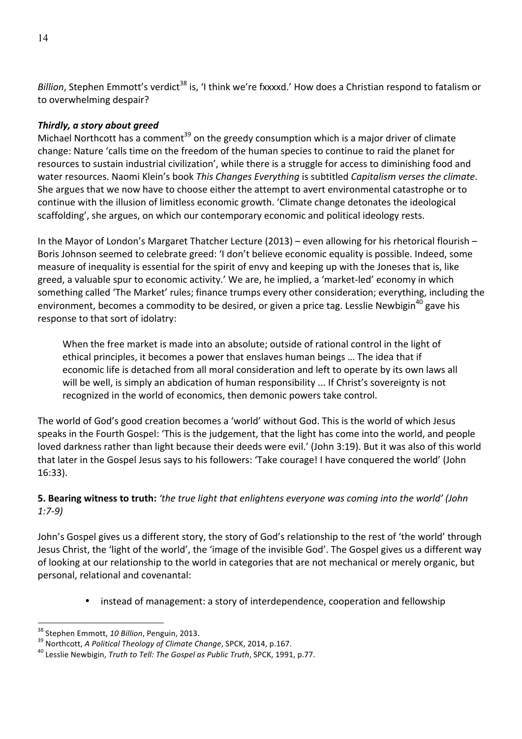*Billion*, Stephen Emmott's verdict[38] is, 'I think we're fxxxxd.' How does a Christian respond to fatalism or to overwhelming despair?

***Thirdly, a story about greed***

Michael Northcott has a comment[39] on the greedy consumption which is a major driver of climate change: Nature 'calls time on the freedom of the human species to continue to raid the planet for resources to sustain industrial civilization', while there is a struggle for access to diminishing food and water resources. Naomi Klein's book *This Changes Everything* is subtitled *Capitalism verses the climate*. She argues that we now have to choose either the attempt to avert environmental catastrophe or to continue with the illusion of limitless economic growth. 'Climate change detonates the ideological scaffolding', she argues, on which our contemporary economic and political ideology rests.

In the Mayor of London's Margaret Thatcher Lecture (2013) – even allowing for his rhetorical flourish – Boris Johnson seemed to celebrate greed: 'I don't believe economic equality is possible. Indeed, some measure of inequality is essential for the spirit of envy and keeping up with the Joneses that is, like greed, a valuable spur to economic activity.' We are, he implied, a 'market-led' economy in which something called 'The Market' rules; finance trumps every other consideration; everything, including the environment, becomes a commodity to be desired, or given a price tag. Lesslie Newbigin[40] gave his response to that sort of idolatry:

> When the free market is made into an absolute; outside of rational control in the light of ethical principles, it becomes a power that enslaves human beings … The idea that if economic life is detached from all moral consideration and left to operate by its own laws all will be well, is simply an abdication of human responsibility ... If Christ's sovereignty is not recognized in the world of economics, then demonic powers take control.

The world of God's good creation becomes a 'world' without God. This is the world of which Jesus speaks in the Fourth Gospel: 'This is the judgement, that the light has come into the world, and people loved darkness rather than light because their deeds were evil.' (John 3:19). But it was also of this world that later in the Gospel Jesus says to his followers: 'Take courage! I have conquered the world' (John 16:33).

## 5. Bearing witness to truth: *'the true light that enlightens everyone was coming into the world' (John 1:7-9)*

John's Gospel gives us a different story, the story of God's relationship to the rest of 'the world' through Jesus Christ, the 'light of the world', the 'image of the invisible God'. The Gospel gives us a different way of looking at our relationship to the world in categories that are not mechanical or merely organic, but personal, relational and covenantal:

- instead of management: a story of interdependence, cooperation and fellowship

---

[38] Stephen Emmott, *10 Billion*, Penguin, 2013.

[39] Northcott, *A Political Theology of Climate Change*, SPCK, 2014, p.167.

[40] Lesslie Newbigin, *Truth to Tell: The Gospel as Public Truth*, SPCK, 1991, p.77.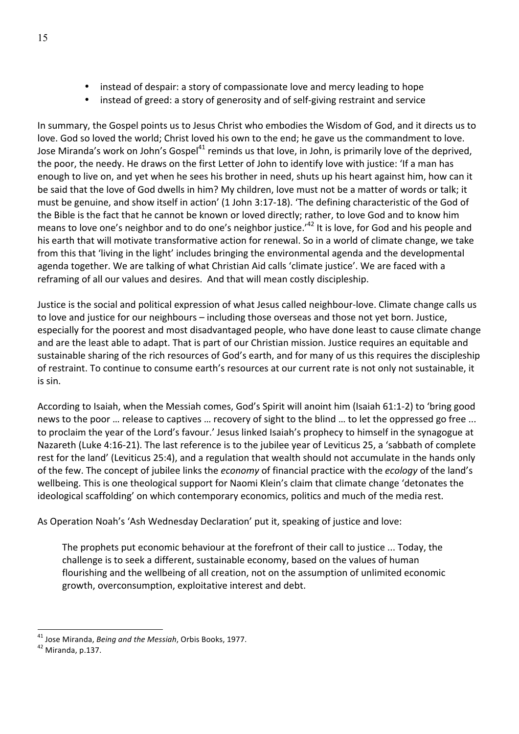- instead of despair: a story of compassionate love and mercy leading to hope
- instead of greed: a story of generosity and of self-giving restraint and service

In summary, the Gospel points us to Jesus Christ who embodies the Wisdom of God, and it directs us to love. God so loved the world; Christ loved his own to the end; he gave us the commandment to love. Jose Miranda's work on John's Gospel[41] reminds us that love, in John, is primarily love of the deprived, the poor, the needy. He draws on the first Letter of John to identify love with justice: 'If a man has enough to live on, and yet when he sees his brother in need, shuts up his heart against him, how can it be said that the love of God dwells in him? My children, love must not be a matter of words or talk; it must be genuine, and show itself in action' (1 John 3:17-18). 'The defining characteristic of the God of the Bible is the fact that he cannot be known or loved directly; rather, to love God and to know him means to love one's neighbor and to do one's neighbor justice.'[42] It is love, for God and his people and his earth that will motivate transformative action for renewal. So in a world of climate change, we take from this that 'living in the light' includes bringing the environmental agenda and the developmental agenda together. We are talking of what Christian Aid calls 'climate justice'. We are faced with a reframing of all our values and desires. And that will mean costly discipleship.

Justice is the social and political expression of what Jesus called neighbour-love. Climate change calls us to love and justice for our neighbours – including those overseas and those not yet born. Justice, especially for the poorest and most disadvantaged people, who have done least to cause climate change and are the least able to adapt. That is part of our Christian mission. Justice requires an equitable and sustainable sharing of the rich resources of God's earth, and for many of us this requires the discipleship of restraint. To continue to consume earth's resources at our current rate is not only not sustainable, it is sin.

According to Isaiah, when the Messiah comes, God's Spirit will anoint him (Isaiah 61:1-2) to 'bring good news to the poor … release to captives … recovery of sight to the blind … to let the oppressed go free ... to proclaim the year of the Lord's favour.' Jesus linked Isaiah's prophecy to himself in the synagogue at Nazareth (Luke 4:16-21). The last reference is to the jubilee year of Leviticus 25, a 'sabbath of complete rest for the land' (Leviticus 25:4), and a regulation that wealth should not accumulate in the hands only of the few. The concept of jubilee links the *economy* of financial practice with the *ecology* of the land's wellbeing. This is one theological support for Naomi Klein's claim that climate change 'detonates the ideological scaffolding' on which contemporary economics, politics and much of the media rest.

As Operation Noah's 'Ash Wednesday Declaration' put it, speaking of justice and love:

> The prophets put economic behaviour at the forefront of their call to justice ... Today, the challenge is to seek a different, sustainable economy, based on the values of human flourishing and the wellbeing of all creation, not on the assumption of unlimited economic growth, overconsumption, exploitative interest and debt.

---

[41] Jose Miranda, *Being and the Messiah*, Orbis Books, 1977.

[42] Miranda, p.137.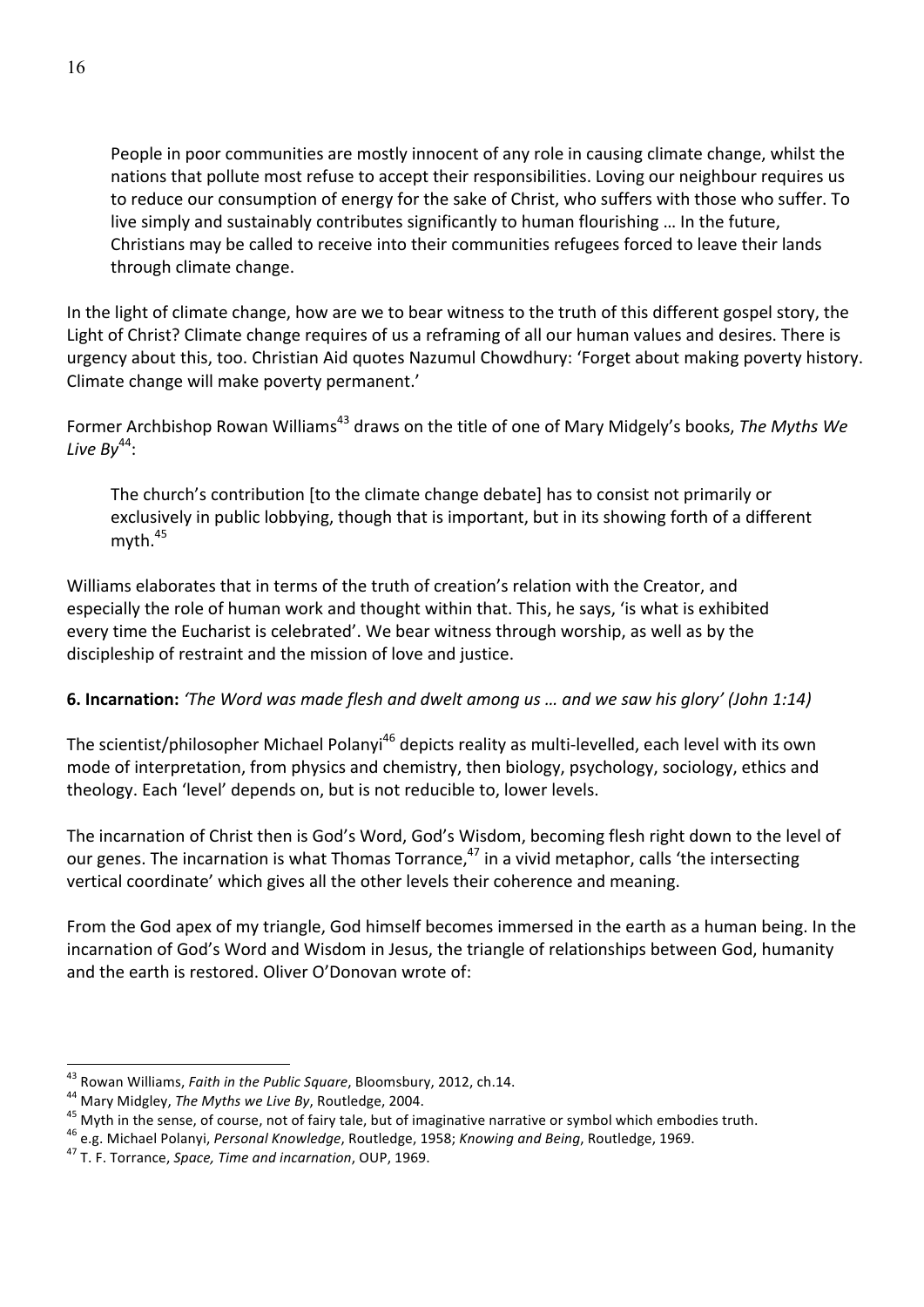> People in poor communities are mostly innocent of any role in causing climate change, whilst the nations that pollute most refuse to accept their responsibilities. Loving our neighbour requires us to reduce our consumption of energy for the sake of Christ, who suffers with those who suffer. To live simply and sustainably contributes significantly to human flourishing … In the future, Christians may be called to receive into their communities refugees forced to leave their lands through climate change.

In the light of climate change, how are we to bear witness to the truth of this different gospel story, the Light of Christ? Climate change requires of us a reframing of all our human values and desires. There is urgency about this, too. Christian Aid quotes Nazumul Chowdhury: 'Forget about making poverty history. Climate change will make poverty permanent.'

Former Archbishop Rowan Williams[43] draws on the title of one of Mary Midgely's books, *The Myths We Live By*[44]:

> The church's contribution [to the climate change debate] has to consist not primarily or exclusively in public lobbying, though that is important, but in its showing forth of a different myth.[45]

Williams elaborates that in terms of the truth of creation's relation with the Creator, and especially the role of human work and thought within that. This, he says, 'is what is exhibited every time the Eucharist is celebrated'. We bear witness through worship, as well as by the discipleship of restraint and the mission of love and justice.

**6. Incarnation:** *'The Word was made flesh and dwelt among us … and we saw his glory' (John 1:14)*

The scientist/philosopher Michael Polanyi[46] depicts reality as multi-levelled, each level with its own mode of interpretation, from physics and chemistry, then biology, psychology, sociology, ethics and theology. Each 'level' depends on, but is not reducible to, lower levels.

The incarnation of Christ then is God's Word, God's Wisdom, becoming flesh right down to the level of our genes. The incarnation is what Thomas Torrance,[47] in a vivid metaphor, calls 'the intersecting vertical coordinate' which gives all the other levels their coherence and meaning.

From the God apex of my triangle, God himself becomes immersed in the earth as a human being. In the incarnation of God's Word and Wisdom in Jesus, the triangle of relationships between God, humanity and the earth is restored. Oliver O'Donovan wrote of:

---

[43] Rowan Williams, *Faith in the Public Square*, Bloomsbury, 2012, ch.14.

[44] Mary Midgley, *The Myths we Live By*, Routledge, 2004.

[45] Myth in the sense, of course, not of fairy tale, but of imaginative narrative or symbol which embodies truth.

[46] e.g. Michael Polanyi, *Personal Knowledge*, Routledge, 1958; *Knowing and Being*, Routledge, 1969.

[47] T. F. Torrance, *Space, Time and incarnation*, OUP, 1969.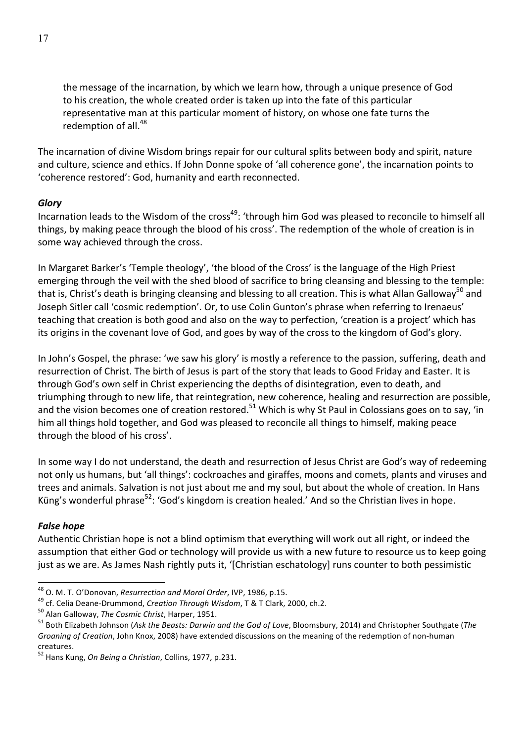> the message of the incarnation, by which we learn how, through a unique presence of God to his creation, the whole created order is taken up into the fate of this particular representative man at this particular moment of history, on whose one fate turns the redemption of all.[48]

The incarnation of divine Wisdom brings repair for our cultural splits between body and spirit, nature and culture, science and ethics. If John Donne spoke of 'all coherence gone', the incarnation points to 'coherence restored': God, humanity and earth reconnected.

### *Glory*

Incarnation leads to the Wisdom of the cross[49]: 'through him God was pleased to reconcile to himself all things, by making peace through the blood of his cross'. The redemption of the whole of creation is in some way achieved through the cross.

In Margaret Barker's 'Temple theology', 'the blood of the Cross' is the language of the High Priest emerging through the veil with the shed blood of sacrifice to bring cleansing and blessing to the temple: that is, Christ's death is bringing cleansing and blessing to all creation. This is what Allan Galloway[50] and Joseph Sitler call 'cosmic redemption'. Or, to use Colin Gunton's phrase when referring to Irenaeus' teaching that creation is both good and also on the way to perfection, 'creation is a project' which has its origins in the covenant love of God, and goes by way of the cross to the kingdom of God's glory.

In John's Gospel, the phrase: 'we saw his glory' is mostly a reference to the passion, suffering, death and resurrection of Christ. The birth of Jesus is part of the story that leads to Good Friday and Easter. It is through God's own self in Christ experiencing the depths of disintegration, even to death, and triumphing through to new life, that reintegration, new coherence, healing and resurrection are possible, and the vision becomes one of creation restored.[51] Which is why St Paul in Colossians goes on to say, 'in him all things hold together, and God was pleased to reconcile all things to himself, making peace through the blood of his cross'.

In some way I do not understand, the death and resurrection of Jesus Christ are God's way of redeeming not only us humans, but 'all things': cockroaches and giraffes, moons and comets, plants and viruses and trees and animals. Salvation is not just about me and my soul, but about the whole of creation. In Hans Küng's wonderful phrase[52]: 'God's kingdom is creation healed.' And so the Christian lives in hope.

### *False hope*

Authentic Christian hope is not a blind optimism that everything will work out all right, or indeed the assumption that either God or technology will provide us with a new future to resource us to keep going just as we are. As James Nash rightly puts it, '[Christian eschatology] runs counter to both pessimistic

---

[48] O. M. T. O'Donovan, *Resurrection and Moral Order*, IVP, 1986, p.15.

[49] cf. Celia Deane-Drummond, *Creation Through Wisdom*, T & T Clark, 2000, ch.2.

[50] Alan Galloway, *The Cosmic Christ*, Harper, 1951.

[51] Both Elizabeth Johnson (*Ask the Beasts: Darwin and the God of Love*, Bloomsbury, 2014) and Christopher Southgate (*The Groaning of Creation*, John Knox, 2008) have extended discussions on the meaning of the redemption of non-human creatures.

[52] Hans Kung, *On Being a Christian*, Collins, 1977, p.231.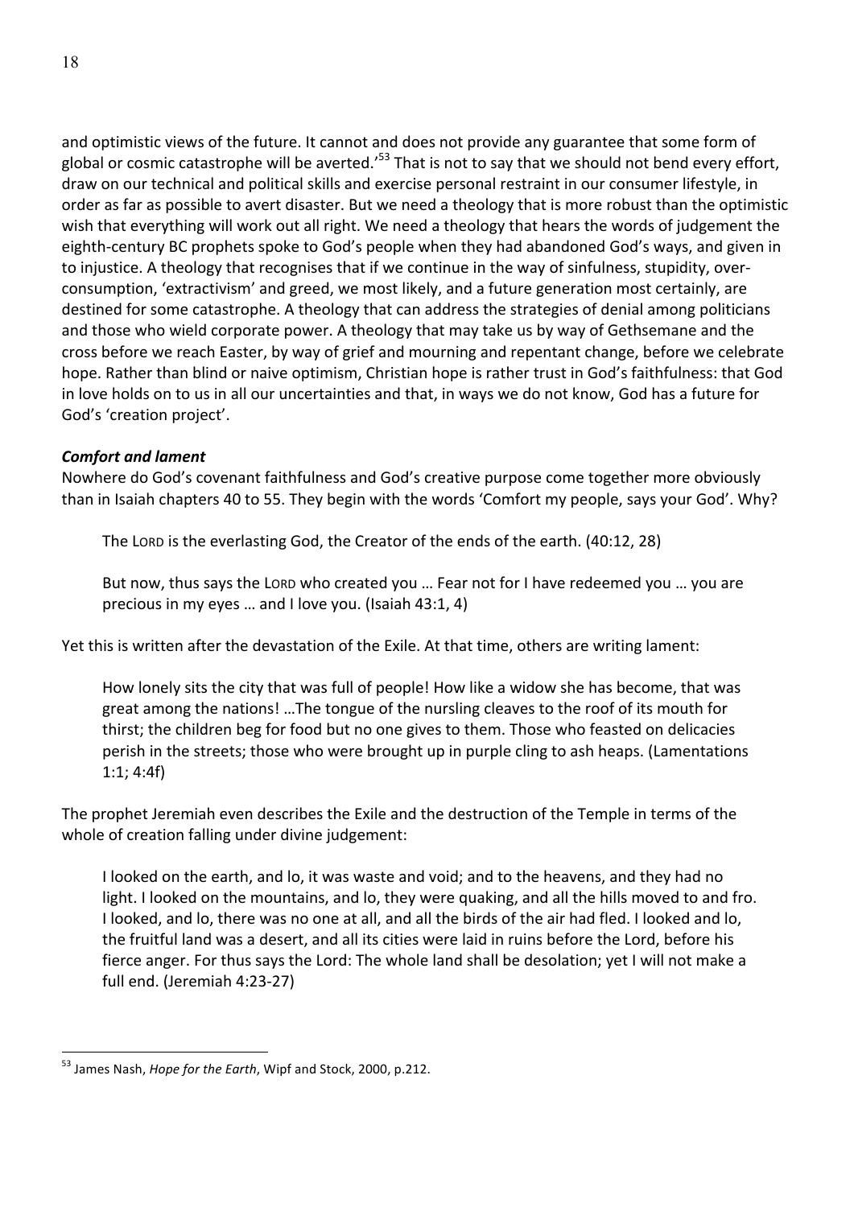and optimistic views of the future. It cannot and does not provide any guarantee that some form of global or cosmic catastrophe will be averted.'[53] That is not to say that we should not bend every effort, draw on our technical and political skills and exercise personal restraint in our consumer lifestyle, in order as far as possible to avert disaster. But we need a theology that is more robust than the optimistic wish that everything will work out all right. We need a theology that hears the words of judgement the eighth-century BC prophets spoke to God's people when they had abandoned God's ways, and given in to injustice. A theology that recognises that if we continue in the way of sinfulness, stupidity, over-consumption, 'extractivism' and greed, we most likely, and a future generation most certainly, are destined for some catastrophe. A theology that can address the strategies of denial among politicians and those who wield corporate power. A theology that may take us by way of Gethsemane and the cross before we reach Easter, by way of grief and mourning and repentant change, before we celebrate hope. Rather than blind or naive optimism, Christian hope is rather trust in God's faithfulness: that God in love holds on to us in all our uncertainties and that, in ways we do not know, God has a future for God's 'creation project'.

***Comfort and lament***

Nowhere do God's covenant faithfulness and God's creative purpose come together more obviously than in Isaiah chapters 40 to 55. They begin with the words 'Comfort my people, says your God'. Why?

> The LORD is the everlasting God, the Creator of the ends of the earth. (40:12, 28)
>
> But now, thus says the LORD who created you … Fear not for I have redeemed you … you are precious in my eyes … and I love you. (Isaiah 43:1, 4)

Yet this is written after the devastation of the Exile. At that time, others are writing lament:

> How lonely sits the city that was full of people! How like a widow she has become, that was great among the nations! …The tongue of the nursling cleaves to the roof of its mouth for thirst; the children beg for food but no one gives to them. Those who feasted on delicacies perish in the streets; those who were brought up in purple cling to ash heaps. (Lamentations 1:1; 4:4f)

The prophet Jeremiah even describes the Exile and the destruction of the Temple in terms of the whole of creation falling under divine judgement:

> I looked on the earth, and lo, it was waste and void; and to the heavens, and they had no light. I looked on the mountains, and lo, they were quaking, and all the hills moved to and fro. I looked, and lo, there was no one at all, and all the birds of the air had fled. I looked and lo, the fruitful land was a desert, and all its cities were laid in ruins before the Lord, before his fierce anger. For thus says the Lord: The whole land shall be desolation; yet I will not make a full end. (Jeremiah 4:23-27)

---

[53] James Nash, *Hope for the Earth*, Wipf and Stock, 2000, p.212.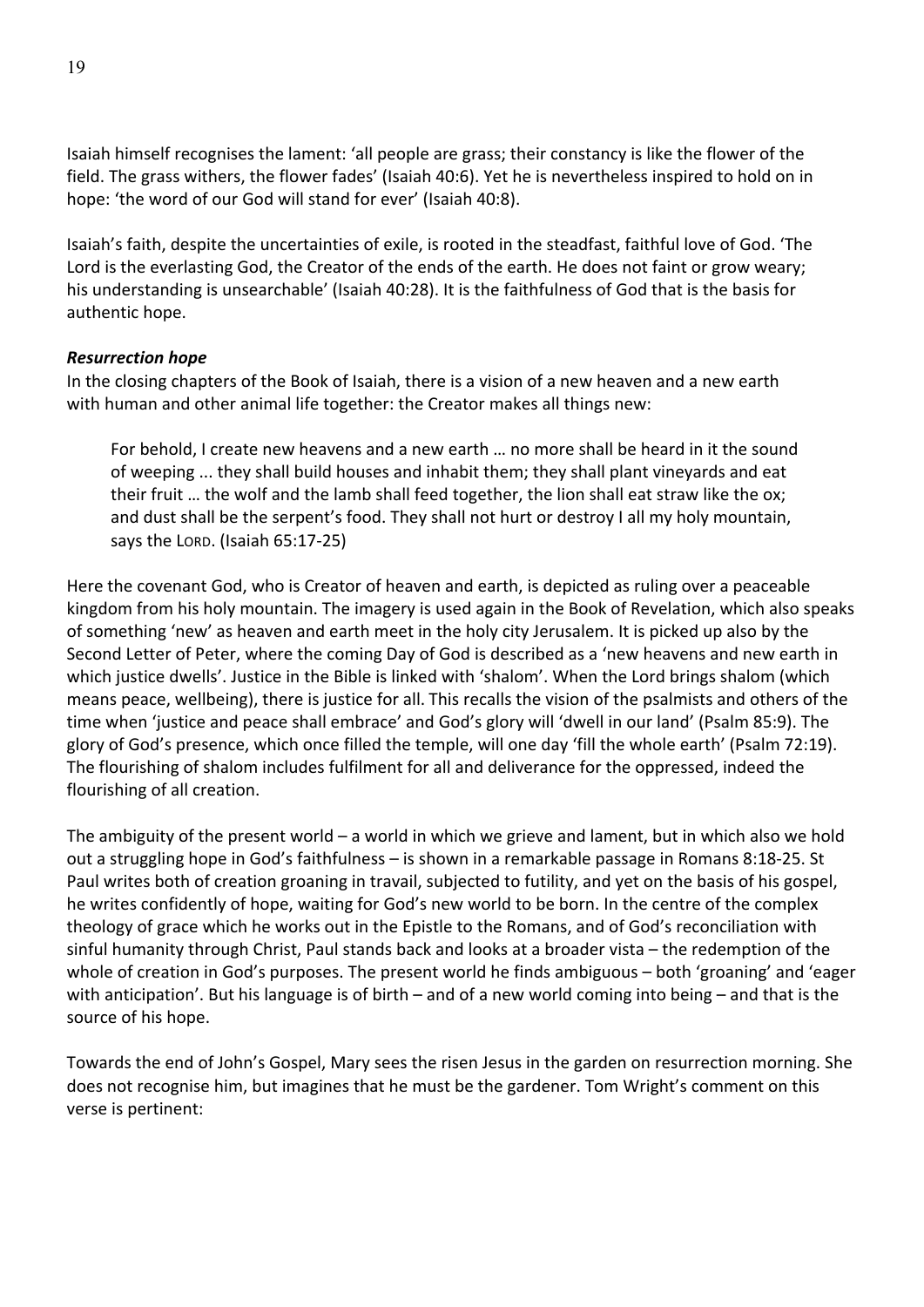Isaiah himself recognises the lament: 'all people are grass; their constancy is like the flower of the field. The grass withers, the flower fades' (Isaiah 40:6). Yet he is nevertheless inspired to hold on in hope: 'the word of our God will stand for ever' (Isaiah 40:8).

Isaiah's faith, despite the uncertainties of exile, is rooted in the steadfast, faithful love of God. 'The Lord is the everlasting God, the Creator of the ends of the earth. He does not faint or grow weary; his understanding is unsearchable' (Isaiah 40:28). It is the faithfulness of God that is the basis for authentic hope.

***Resurrection hope***

In the closing chapters of the Book of Isaiah, there is a vision of a new heaven and a new earth with human and other animal life together: the Creator makes all things new:

> For behold, I create new heavens and a new earth … no more shall be heard in it the sound of weeping ... they shall build houses and inhabit them; they shall plant vineyards and eat their fruit … the wolf and the lamb shall feed together, the lion shall eat straw like the ox; and dust shall be the serpent's food. They shall not hurt or destroy I all my holy mountain, says the LORD. (Isaiah 65:17-25)

Here the covenant God, who is Creator of heaven and earth, is depicted as ruling over a peaceable kingdom from his holy mountain. The imagery is used again in the Book of Revelation, which also speaks of something 'new' as heaven and earth meet in the holy city Jerusalem. It is picked up also by the Second Letter of Peter, where the coming Day of God is described as a 'new heavens and new earth in which justice dwells'. Justice in the Bible is linked with 'shalom'. When the Lord brings shalom (which means peace, wellbeing), there is justice for all. This recalls the vision of the psalmists and others of the time when 'justice and peace shall embrace' and God's glory will 'dwell in our land' (Psalm 85:9). The glory of God's presence, which once filled the temple, will one day 'fill the whole earth' (Psalm 72:19). The flourishing of shalom includes fulfilment for all and deliverance for the oppressed, indeed the flourishing of all creation.

The ambiguity of the present world – a world in which we grieve and lament, but in which also we hold out a struggling hope in God's faithfulness – is shown in a remarkable passage in Romans 8:18-25. St Paul writes both of creation groaning in travail, subjected to futility, and yet on the basis of his gospel, he writes confidently of hope, waiting for God's new world to be born. In the centre of the complex theology of grace which he works out in the Epistle to the Romans, and of God's reconciliation with sinful humanity through Christ, Paul stands back and looks at a broader vista – the redemption of the whole of creation in God's purposes. The present world he finds ambiguous – both 'groaning' and 'eager with anticipation'. But his language is of birth – and of a new world coming into being – and that is the source of his hope.

Towards the end of John's Gospel, Mary sees the risen Jesus in the garden on resurrection morning. She does not recognise him, but imagines that he must be the gardener. Tom Wright's comment on this verse is pertinent: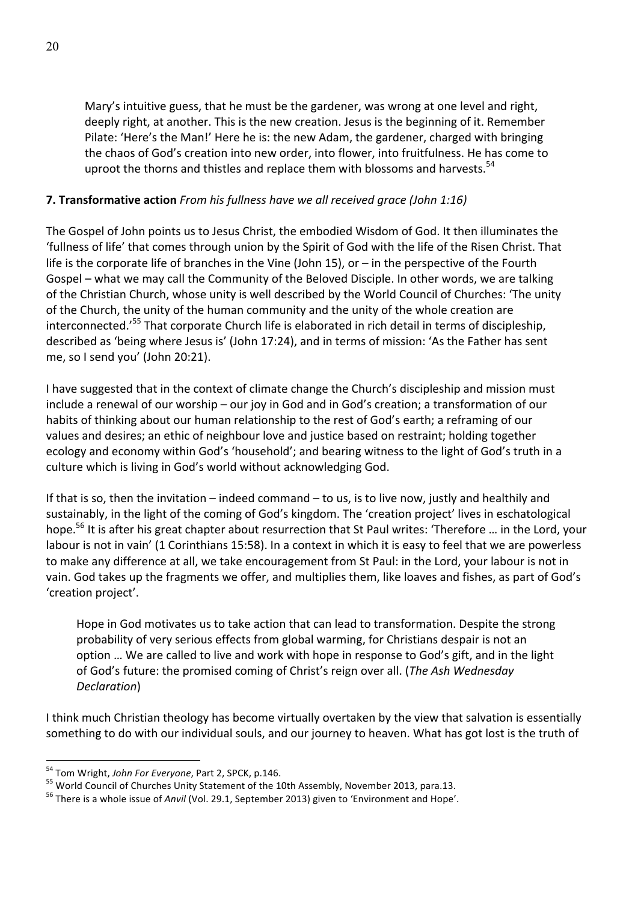> Mary's intuitive guess, that he must be the gardener, was wrong at one level and right, deeply right, at another. This is the new creation. Jesus is the beginning of it. Remember Pilate: 'Here's the Man!' Here he is: the new Adam, the gardener, charged with bringing the chaos of God's creation into new order, into flower, into fruitfulness. He has come to uproot the thorns and thistles and replace them with blossoms and harvests.[54]

**7. Transformative action** *From his fullness have we all received grace (John 1:16)*

The Gospel of John points us to Jesus Christ, the embodied Wisdom of God. It then illuminates the 'fullness of life' that comes through union by the Spirit of God with the life of the Risen Christ. That life is the corporate life of branches in the Vine (John 15), or – in the perspective of the Fourth Gospel – what we may call the Community of the Beloved Disciple. In other words, we are talking of the Christian Church, whose unity is well described by the World Council of Churches: 'The unity of the Church, the unity of the human community and the unity of the whole creation are interconnected.'[55] That corporate Church life is elaborated in rich detail in terms of discipleship, described as 'being where Jesus is' (John 17:24), and in terms of mission: 'As the Father has sent me, so I send you' (John 20:21).

I have suggested that in the context of climate change the Church's discipleship and mission must include a renewal of our worship – our joy in God and in God's creation; a transformation of our habits of thinking about our human relationship to the rest of God's earth; a reframing of our values and desires; an ethic of neighbour love and justice based on restraint; holding together ecology and economy within God's 'household'; and bearing witness to the light of God's truth in a culture which is living in God's world without acknowledging God.

If that is so, then the invitation – indeed command – to us, is to live now, justly and healthily and sustainably, in the light of the coming of God's kingdom. The 'creation project' lives in eschatological hope.[56] It is after his great chapter about resurrection that St Paul writes: 'Therefore … in the Lord, your labour is not in vain' (1 Corinthians 15:58). In a context in which it is easy to feel that we are powerless to make any difference at all, we take encouragement from St Paul: in the Lord, your labour is not in vain. God takes up the fragments we offer, and multiplies them, like loaves and fishes, as part of God's 'creation project'.

> Hope in God motivates us to take action that can lead to transformation. Despite the strong probability of very serious effects from global warming, for Christians despair is not an option … We are called to live and work with hope in response to God's gift, and in the light of God's future: the promised coming of Christ's reign over all. (*The Ash Wednesday Declaration*)

I think much Christian theology has become virtually overtaken by the view that salvation is essentially something to do with our individual souls, and our journey to heaven. What has got lost is the truth of

---

[54] Tom Wright, *John For Everyone*, Part 2, SPCK, p.146.

[55] World Council of Churches Unity Statement of the 10th Assembly, November 2013, para.13.

[56] There is a whole issue of *Anvil* (Vol. 29.1, September 2013) given to 'Environment and Hope'.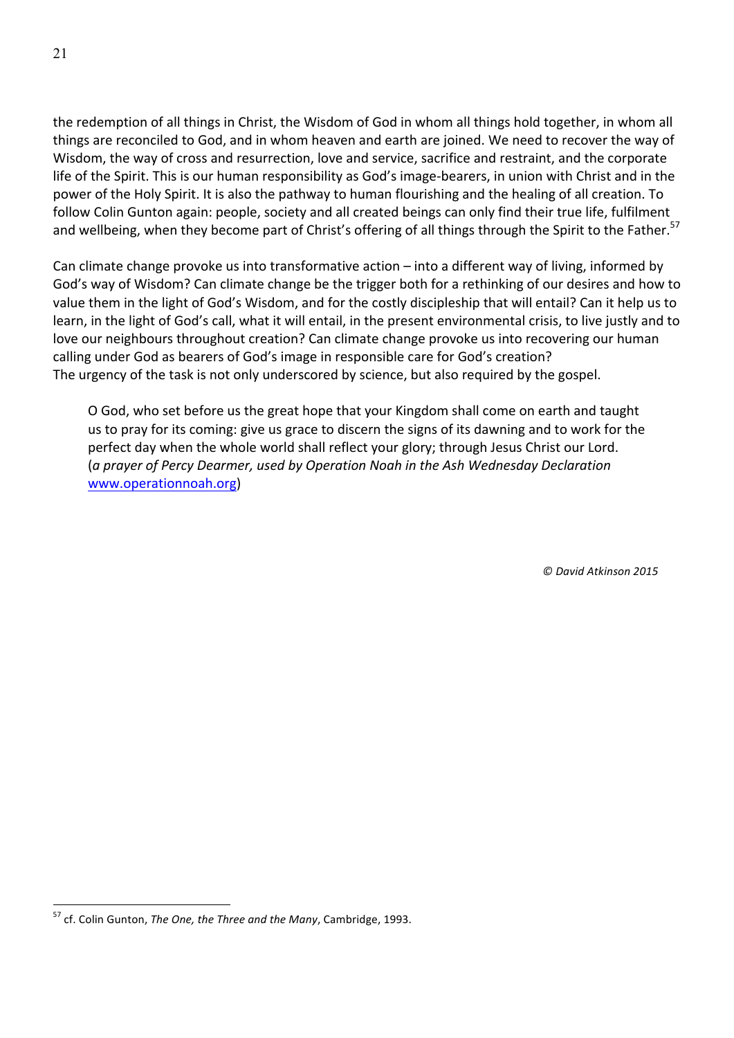the redemption of all things in Christ, the Wisdom of God in whom all things hold together, in whom all things are reconciled to God, and in whom heaven and earth are joined. We need to recover the way of Wisdom, the way of cross and resurrection, love and service, sacrifice and restraint, and the corporate life of the Spirit. This is our human responsibility as God's image-bearers, in union with Christ and in the power of the Holy Spirit. It is also the pathway to human flourishing and the healing of all creation. To follow Colin Gunton again: people, society and all created beings can only find their true life, fulfilment and wellbeing, when they become part of Christ's offering of all things through the Spirit to the Father.[57]

Can climate change provoke us into transformative action – into a different way of living, informed by God's way of Wisdom? Can climate change be the trigger both for a rethinking of our desires and how to value them in the light of God's Wisdom, and for the costly discipleship that will entail? Can it help us to learn, in the light of God's call, what it will entail, in the present environmental crisis, to live justly and to love our neighbours throughout creation? Can climate change provoke us into recovering our human calling under God as bearers of God's image in responsible care for God's creation?
The urgency of the task is not only underscored by science, but also required by the gospel.

> O God, who set before us the great hope that your Kingdom shall come on earth and taught us to pray for its coming: give us grace to discern the signs of its dawning and to work for the perfect day when the whole world shall reflect your glory; through Jesus Christ our Lord.
> (*a prayer of Percy Dearmer, used by Operation Noah in the Ash Wednesday Declaration* [www.operationnoah.org](www.operationnoah.org))

*© David Atkinson 2015*

---

[57] cf. Colin Gunton, *The One, the Three and the Many*, Cambridge, 1993.